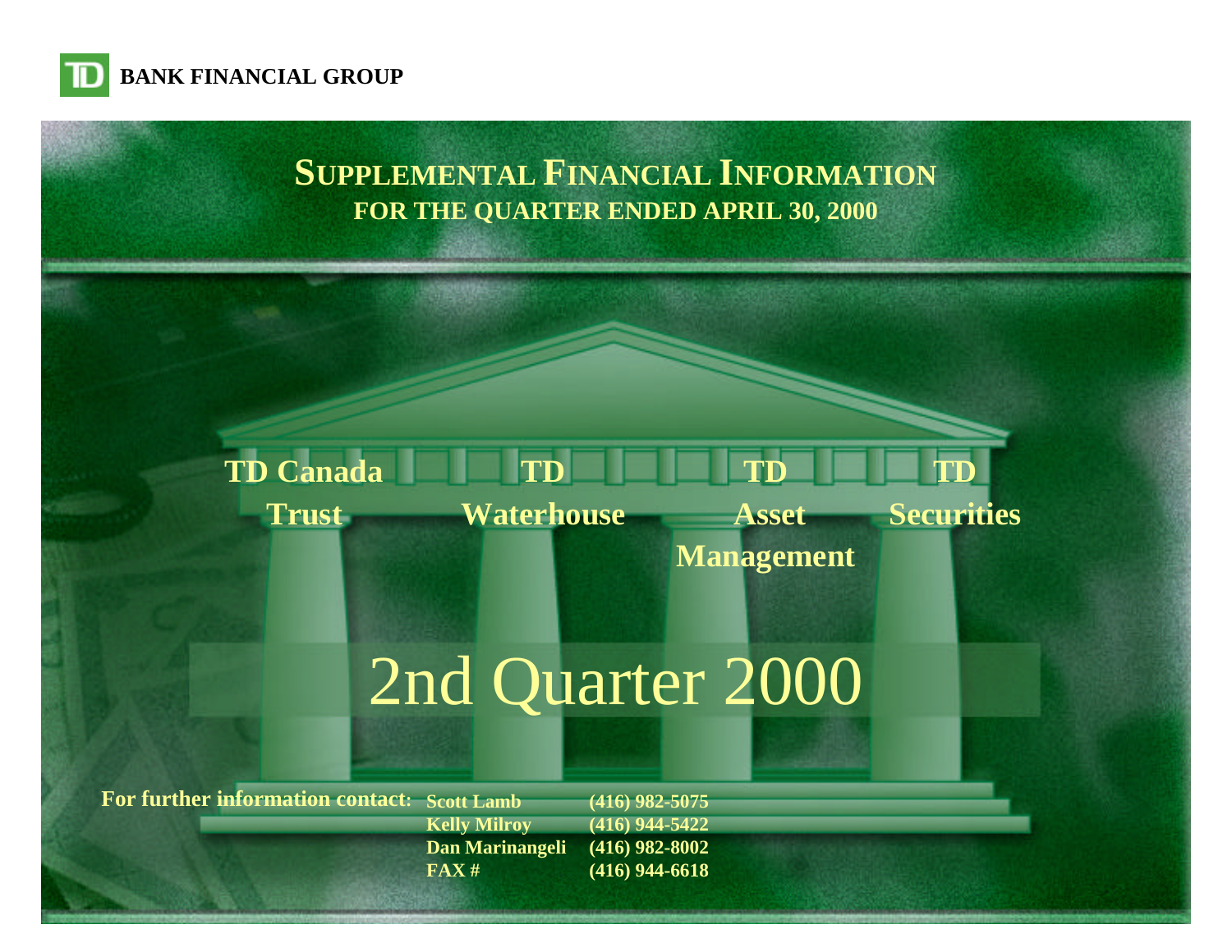**TD BANK FINANCIAL GROUP**

# SUPPLEMENTAL FINANCIAL INFORMATION

## FOR THE QUARTER ENDED APRIL 30, 2000

**TD Canada Trust** | **TD Waterhouse** | **TD Asset Management** | **TD Securities**

# 2nd Quarter 2000

**For further information contact:**

| | |
|---|---|
| **Scott Lamb** | **(416) 982-5075** |
| **Kelly Milroy** | **(416) 944-5422** |
| **Dan Marinangeli** | **(416) 982-8002** |
| **FAX #** | **(416) 944-6618** |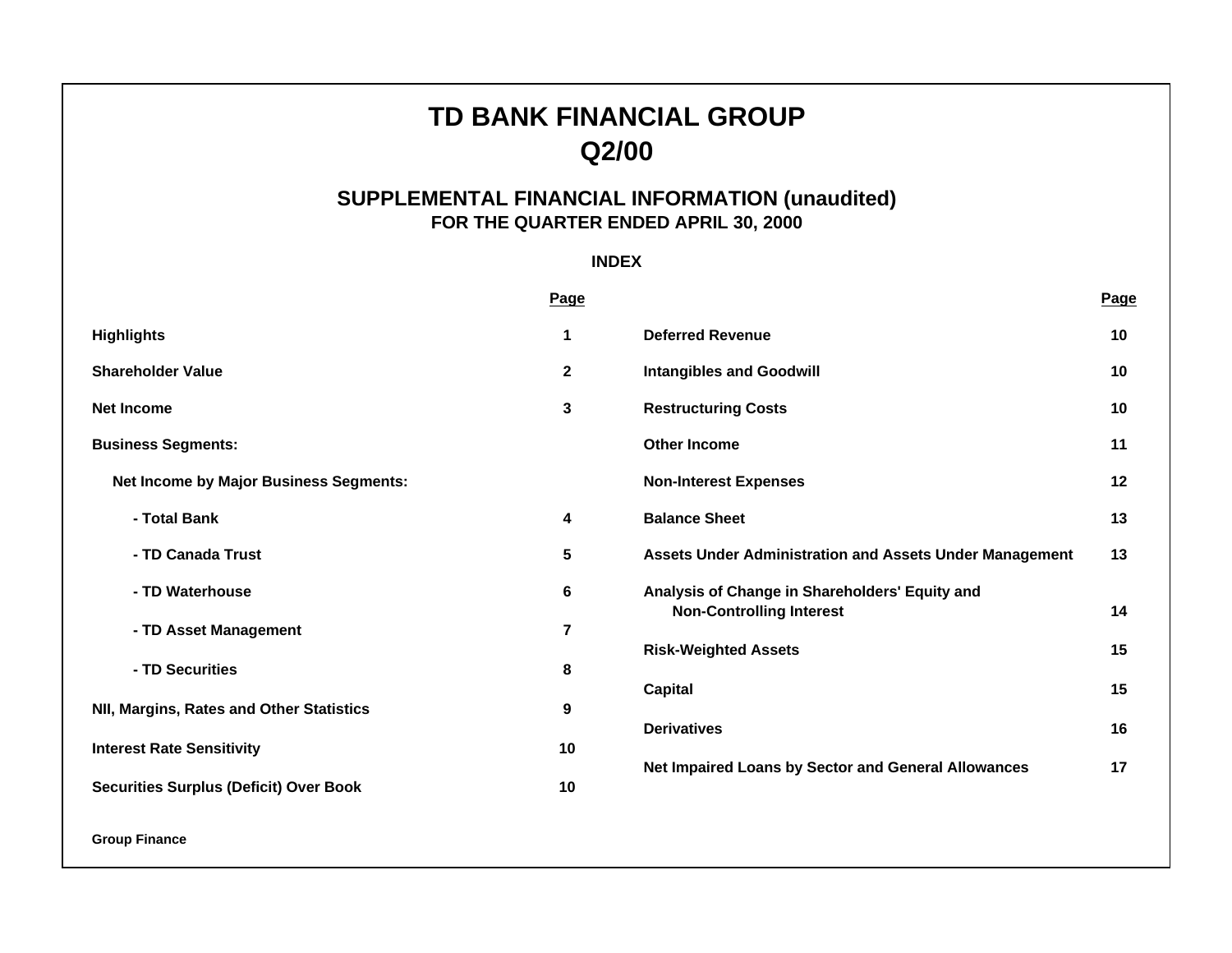# TD BANK FINANCIAL GROUP
# Q2/00

## SUPPLEMENTAL FINANCIAL INFORMATION (unaudited)
### FOR THE QUARTER ENDED APRIL 30, 2000

**INDEX**

| | Page |
|---|---|
| **Highlights** | **1** |
| **Shareholder Value** | **2** |
| **Net Income** | **3** |
| **Business Segments:** | |
| **Net Income by Major Business Segments:** | |
| **- Total Bank** | **4** |
| **- TD Canada Trust** | **5** |
| **- TD Waterhouse** | **6** |
| **- TD Asset Management** | **7** |
| **- TD Securities** | **8** |
| **NII, Margins, Rates and Other Statistics** | **9** |
| **Interest Rate Sensitivity** | **10** |
| **Securities Surplus (Deficit) Over Book** | **10** |
| **Deferred Revenue** | **10** |
| **Intangibles and Goodwill** | **10** |
| **Restructuring Costs** | **10** |
| **Other Income** | **11** |
| **Non-Interest Expenses** | **12** |
| **Balance Sheet** | **13** |
| **Assets Under Administration and Assets Under Management** | **13** |
| **Analysis of Change in Shareholders' Equity and Non-Controlling Interest** | **14** |
| **Risk-Weighted Assets** | **15** |
| **Capital** | **15** |
| **Derivatives** | **16** |
| **Net Impaired Loans by Sector and General Allowances** | **17** |

**Group Finance**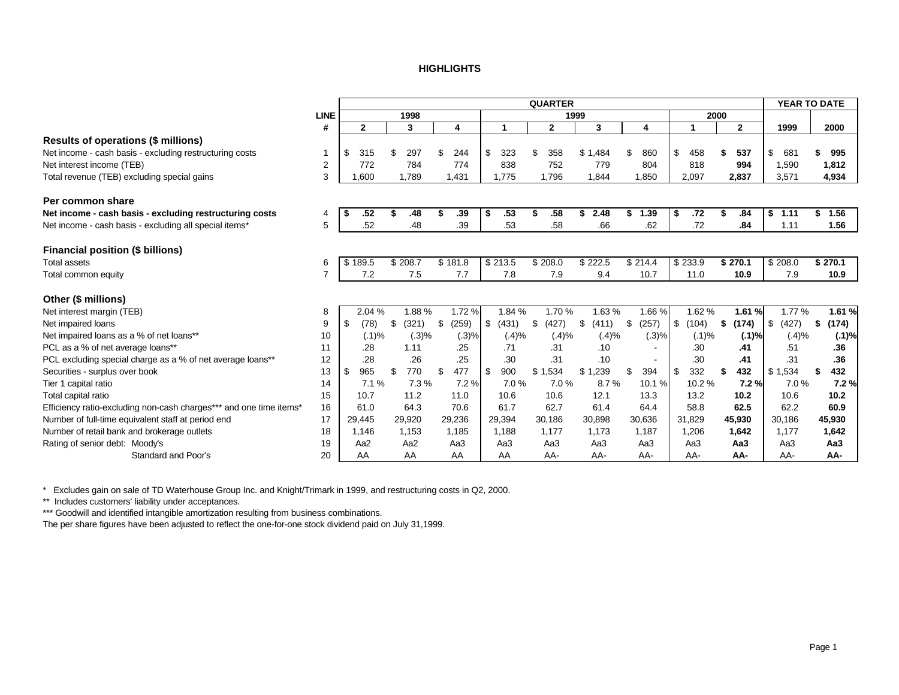# HIGHLIGHTS

| | LINE # | QUARTER 1998 Q2 | 1998 Q3 | 1998 Q4 | 1999 Q1 | 1999 Q2 | 1999 Q3 | 1999 Q4 | 2000 Q1 | 2000 Q2 | YEAR TO DATE 1999 | YEAR TO DATE 2000 |
|---|---|---|---|---|---|---|---|---|---|---|---|---|
| **Results of operations ($ millions)** | | | | | | | | | | | | |
| Net income - cash basis - excluding restructuring costs | 1 | $ 315 | $ 297 | $ 244 | $ 323 | $ 358 | $ 1,484 | $ 860 | $ 458 | **$ 537** | $ 681 | **$ 995** |
| Net interest income (TEB) | 2 | 772 | 784 | 774 | 838 | 752 | 779 | 804 | 818 | **994** | 1,590 | **1,812** |
| Total revenue (TEB) excluding special gains | 3 | 1,600 | 1,789 | 1,431 | 1,775 | 1,796 | 1,844 | 1,850 | 2,097 | **2,837** | 3,571 | **4,934** |
| **Per common share** | | | | | | | | | | | | |
| **Net income - cash basis - excluding restructuring costs** | 4 | **$ .52** | **$ .48** | **$ .39** | **$ .53** | **$ .58** | **$ 2.48** | **$ 1.39** | **$ .72** | **$ .84** | **$ 1.11** | **$ 1.56** |
| Net income - cash basis - excluding all special items* | 5 | .52 | .48 | .39 | .53 | .58 | .66 | .62 | .72 | **.84** | 1.11 | **1.56** |
| **Financial position ($ billions)** | | | | | | | | | | | | |
| Total assets | 6 | $ 189.5 | $ 208.7 | $ 181.8 | $ 213.5 | $ 208.0 | $ 222.5 | $ 214.4 | $ 233.9 | **$ 270.1** | $ 208.0 | **$ 270.1** |
| Total common equity | 7 | 7.2 | 7.5 | 7.7 | 7.8 | 7.9 | 9.4 | 10.7 | 11.0 | **10.9** | 7.9 | **10.9** |
| **Other ($ millions)** | | | | | | | | | | | | |
| Net interest margin (TEB) | 8 | 2.04 % | 1.88 % | 1.72 % | 1.84 % | 1.70 % | 1.63 % | 1.66 % | 1.62 % | **1.61 %** | 1.77 % | **1.61 %** |
| Net impaired loans | 9 | $ (78) | $ (321) | $ (259) | $ (431) | $ (427) | $ (411) | $ (257) | $ (104) | **$ (174)** | $ (427) | **$ (174)** |
| Net impaired loans as a % of net loans** | 10 | (.1)% | (.3)% | (.3)% | (.4)% | (.4)% | (.4)% | (.3)% | (.1)% | **(.1)%** | (.4)% | **(.1)%** |
| PCL as a % of net average loans** | 11 | .28 | 1.11 | .25 | .71 | .31 | .10 | - | .30 | **.41** | .51 | **.36** |
| PCL excluding special charge as a % of net average loans** | 12 | .28 | .26 | .25 | .30 | .31 | .10 | - | .30 | **.41** | .31 | **.36** |
| Securities - surplus over book | 13 | $ 965 | $ 770 | $ 477 | $ 900 | $ 1,534 | $ 1,239 | $ 394 | $ 332 | **$ 432** | $ 1,534 | **$ 432** |
| Tier 1 capital ratio | 14 | 7.1 % | 7.3 % | 7.2 % | 7.0 % | 7.0 % | 8.7 % | 10.1 % | 10.2 % | **7.2 %** | 7.0 % | **7.2 %** |
| Total capital ratio | 15 | 10.7 | 11.2 | 11.0 | 10.6 | 10.6 | 12.1 | 13.3 | 13.2 | **10.2** | 10.6 | **10.2** |
| Efficiency ratio-excluding non-cash charges*** and one time items* | 16 | 61.0 | 64.3 | 70.6 | 61.7 | 62.7 | 61.4 | 64.4 | 58.8 | **62.5** | 62.2 | **60.9** |
| Number of full-time equivalent staff at period end | 17 | 29,445 | 29,920 | 29,236 | 29,394 | 30,186 | 30,898 | 30,636 | 31,829 | **45,930** | 30,186 | **45,930** |
| Number of retail bank and brokerage outlets | 18 | 1,146 | 1,153 | 1,185 | 1,188 | 1,177 | 1,173 | 1,187 | 1,206 | **1,642** | 1,177 | **1,642** |
| Rating of senior debt: Moody's | 19 | Aa2 | Aa2 | Aa3 | Aa3 | Aa3 | Aa3 | Aa3 | Aa3 | **Aa3** | Aa3 | **Aa3** |
| Standard and Poor's | 20 | AA | AA | AA | AA | AA- | AA- | AA- | AA- | **AA-** | AA- | **AA-** |

\* Excludes gain on sale of TD Waterhouse Group Inc. and Knight/Trimark in 1999, and restructuring costs in Q2, 2000.

** Includes customers' liability under acceptances.

*** Goodwill and identified intangible amortization resulting from business combinations.

The per share figures have been adjusted to reflect the one-for-one stock dividend paid on July 31,1999.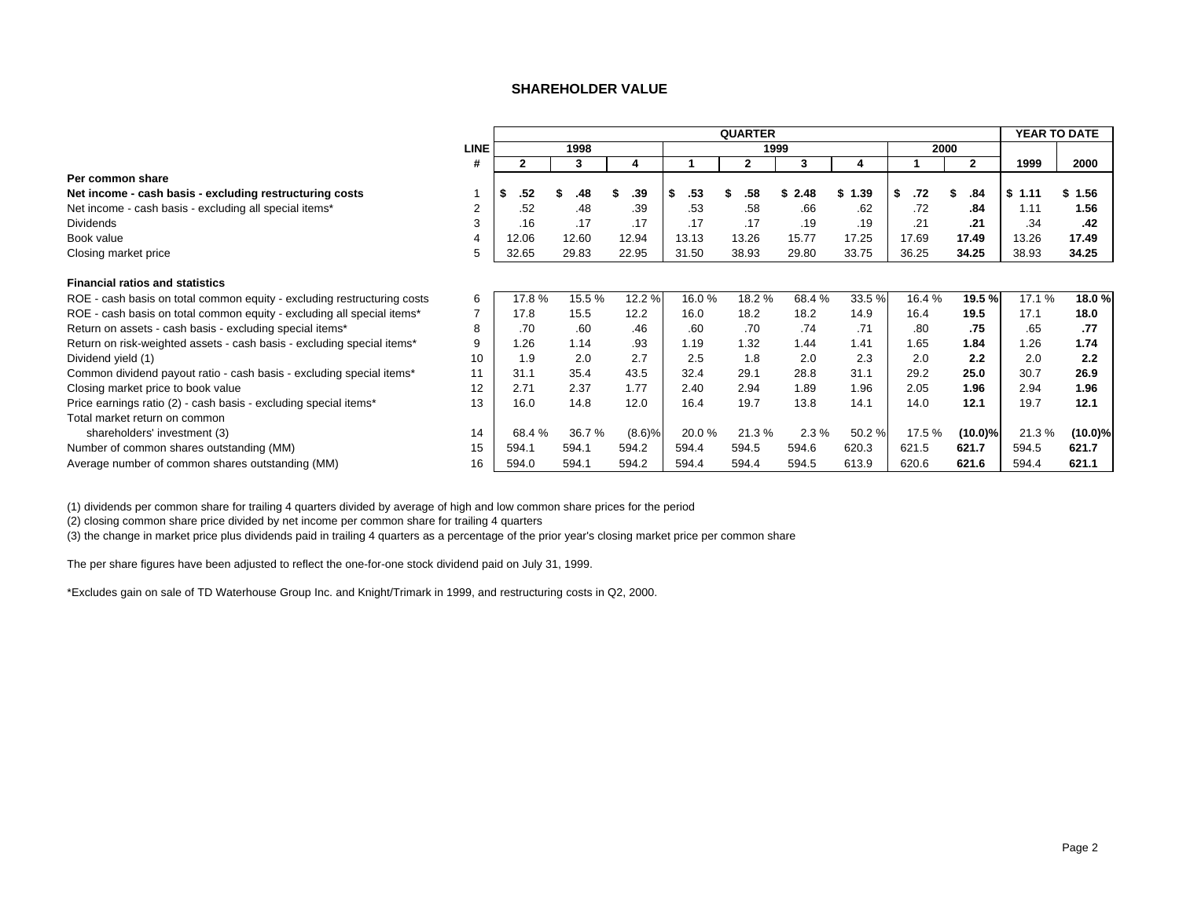# SHAREHOLDER VALUE

| | LINE | QUARTER | | | | | | | | | YEAR TO DATE | |
|---|---|---|---|---|---|---|---|---|---|---|---|---|
| | | 1998 | | | 1999 | | | | 2000 | | | |
| | # | 2 | 3 | 4 | 1 | 2 | 3 | 4 | 1 | 2 | 1999 | 2000 |
| **Per common share** | | | | | | | | | | | | |
| **Net income - cash basis - excluding restructuring costs** | 1 | $ .52 | $ .48 | $ .39 | $ .53 | $ .58 | $ 2.48 | $ 1.39 | $ .72 | $ .84 | $ 1.11 | $ 1.56 |
| Net income - cash basis - excluding all special items* | 2 | .52 | .48 | .39 | .53 | .58 | .66 | .62 | .72 | **.84** | 1.11 | **1.56** |
| Dividends | 3 | .16 | .17 | .17 | .17 | .17 | .19 | .19 | .21 | **.21** | .34 | **.42** |
| Book value | 4 | 12.06 | 12.60 | 12.94 | 13.13 | 13.26 | 15.77 | 17.25 | 17.69 | **17.49** | 13.26 | **17.49** |
| Closing market price | 5 | 32.65 | 29.83 | 22.95 | 31.50 | 38.93 | 29.80 | 33.75 | 36.25 | **34.25** | 38.93 | **34.25** |
| **Financial ratios and statistics** | | | | | | | | | | | | |
| ROE - cash basis on total common equity - excluding restructuring costs | 6 | 17.8 % | 15.5 % | 12.2 % | 16.0 % | 18.2 % | 68.4 % | 33.5 % | 16.4 % | **19.5 %** | 17.1 % | **18.0 %** |
| ROE - cash basis on total common equity - excluding all special items* | 7 | 17.8 | 15.5 | 12.2 | 16.0 | 18.2 | 18.2 | 14.9 | 16.4 | **19.5** | 17.1 | **18.0** |
| Return on assets - cash basis - excluding special items* | 8 | .70 | .60 | .46 | .60 | .70 | .74 | .71 | .80 | **.75** | .65 | **.77** |
| Return on risk-weighted assets - cash basis - excluding special items* | 9 | 1.26 | 1.14 | .93 | 1.19 | 1.32 | 1.44 | 1.41 | 1.65 | **1.84** | 1.26 | **1.74** |
| Dividend yield (1) | 10 | 1.9 | 2.0 | 2.7 | 2.5 | 1.8 | 2.0 | 2.3 | 2.0 | **2.2** | 2.0 | **2.2** |
| Common dividend payout ratio - cash basis - excluding special items* | 11 | 31.1 | 35.4 | 43.5 | 32.4 | 29.1 | 28.8 | 31.1 | 29.2 | **25.0** | 30.7 | **26.9** |
| Closing market price to book value | 12 | 2.71 | 2.37 | 1.77 | 2.40 | 2.94 | 1.89 | 1.96 | 2.05 | **1.96** | 2.94 | **1.96** |
| Price earnings ratio (2) - cash basis - excluding special items* | 13 | 16.0 | 14.8 | 12.0 | 16.4 | 19.7 | 13.8 | 14.1 | 14.0 | **12.1** | 19.7 | **12.1** |
| Total market return on common shareholders' investment (3) | 14 | 68.4 % | 36.7 % | (8.6)% | 20.0 % | 21.3 % | 2.3 % | 50.2 % | 17.5 % | **(10.0)%** | 21.3 % | **(10.0)%** |
| Number of common shares outstanding (MM) | 15 | 594.1 | 594.1 | 594.2 | 594.4 | 594.5 | 594.6 | 620.3 | 621.5 | **621.7** | 594.5 | **621.7** |
| Average number of common shares outstanding (MM) | 16 | 594.0 | 594.1 | 594.2 | 594.4 | 594.4 | 594.5 | 613.9 | 620.6 | **621.6** | 594.4 | **621.1** |

(1) dividends per common share for trailing 4 quarters divided by average of high and low common share prices for the period

(2) closing common share price divided by net income per common share for trailing 4 quarters

(3) the change in market price plus dividends paid in trailing 4 quarters as a percentage of the prior year's closing market price per common share

The per share figures have been adjusted to reflect the one-for-one stock dividend paid on July 31, 1999.

*Excludes gain on sale of TD Waterhouse Group Inc. and Knight/Trimark in 1999, and restructuring costs in Q2, 2000.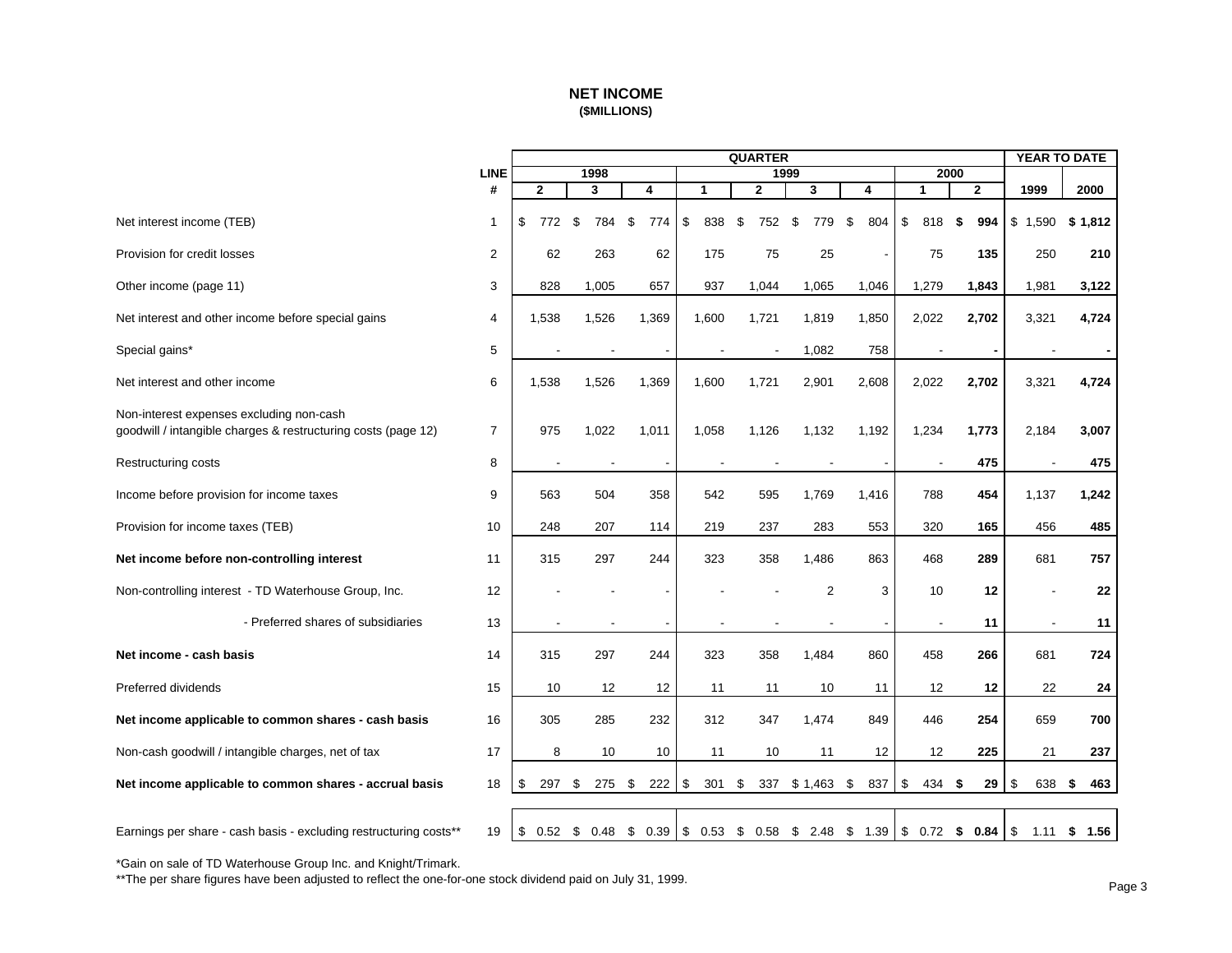# NET INCOME
**($MILLIONS)**

| | LINE # | QUARTER 1998 Q2 | 1998 Q3 | 1998 Q4 | 1999 Q1 | 1999 Q2 | 1999 Q3 | 1999 Q4 | 2000 Q1 | 2000 Q2 | YEAR TO DATE 1999 | YEAR TO DATE 2000 |
|---|---|---|---|---|---|---|---|---|---|---|---|---|
| Net interest income (TEB) | 1 | $ 772 | $ 784 | $ 774 | $ 838 | $ 752 | $ 779 | $ 804 | $ 818 | **$ 994** | $ 1,590 | **$ 1,812** |
| Provision for credit losses | 2 | 62 | 263 | 62 | 175 | 75 | 25 | - | 75 | **135** | 250 | **210** |
| Other income (page 11) | 3 | 828 | 1,005 | 657 | 937 | 1,044 | 1,065 | 1,046 | 1,279 | **1,843** | 1,981 | **3,122** |
| Net interest and other income before special gains | 4 | 1,538 | 1,526 | 1,369 | 1,600 | 1,721 | 1,819 | 1,850 | 2,022 | **2,702** | 3,321 | **4,724** |
| Special gains* | 5 | - | - | - | - | - | 1,082 | 758 | - | **-** | - | **-** |
| Net interest and other income | 6 | 1,538 | 1,526 | 1,369 | 1,600 | 1,721 | 2,901 | 2,608 | 2,022 | **2,702** | 3,321 | **4,724** |
| Non-interest expenses excluding non-cash goodwill / intangible charges & restructuring costs (page 12) | 7 | 975 | 1,022 | 1,011 | 1,058 | 1,126 | 1,132 | 1,192 | 1,234 | **1,773** | 2,184 | **3,007** |
| Restructuring costs | 8 | - | - | - | - | - | - | - | - | **475** | - | **475** |
| Income before provision for income taxes | 9 | 563 | 504 | 358 | 542 | 595 | 1,769 | 1,416 | 788 | **454** | 1,137 | **1,242** |
| Provision for income taxes (TEB) | 10 | 248 | 207 | 114 | 219 | 237 | 283 | 553 | 320 | **165** | 456 | **485** |
| **Net income before non-controlling interest** | 11 | 315 | 297 | 244 | 323 | 358 | 1,486 | 863 | 468 | **289** | 681 | **757** |
| Non-controlling interest - TD Waterhouse Group, Inc. | 12 | - | - | - | - | - | 2 | 3 | 10 | **12** | - | **22** |
| - Preferred shares of subsidiaries | 13 | - | - | - | - | - | - | - | - | **11** | - | **11** |
| **Net income - cash basis** | 14 | 315 | 297 | 244 | 323 | 358 | 1,484 | 860 | 458 | **266** | 681 | **724** |
| Preferred dividends | 15 | 10 | 12 | 12 | 11 | 11 | 10 | 11 | 12 | **12** | 22 | **24** |
| **Net income applicable to common shares - cash basis** | 16 | 305 | 285 | 232 | 312 | 347 | 1,474 | 849 | 446 | **254** | 659 | **700** |
| Non-cash goodwill / intangible charges, net of tax | 17 | 8 | 10 | 10 | 11 | 10 | 11 | 12 | 12 | **225** | 21 | **237** |
| **Net income applicable to common shares - accrual basis** | 18 | $ 297 | $ 275 | $ 222 | $ 301 | $ 337 | $ 1,463 | $ 837 | $ 434 | **$ 29** | $ 638 | **$ 463** |
| Earnings per share - cash basis - excluding restructuring costs** | 19 | $ 0.52 | $ 0.48 | $ 0.39 | $ 0.53 | $ 0.58 | $ 2.48 | $ 1.39 | $ 0.72 | **$ 0.84** | $ 1.11 | **$ 1.56** |

*Gain on sale of TD Waterhouse Group Inc. and Knight/Trimark.

**The per share figures have been adjusted to reflect the one-for-one stock dividend paid on July 31, 1999.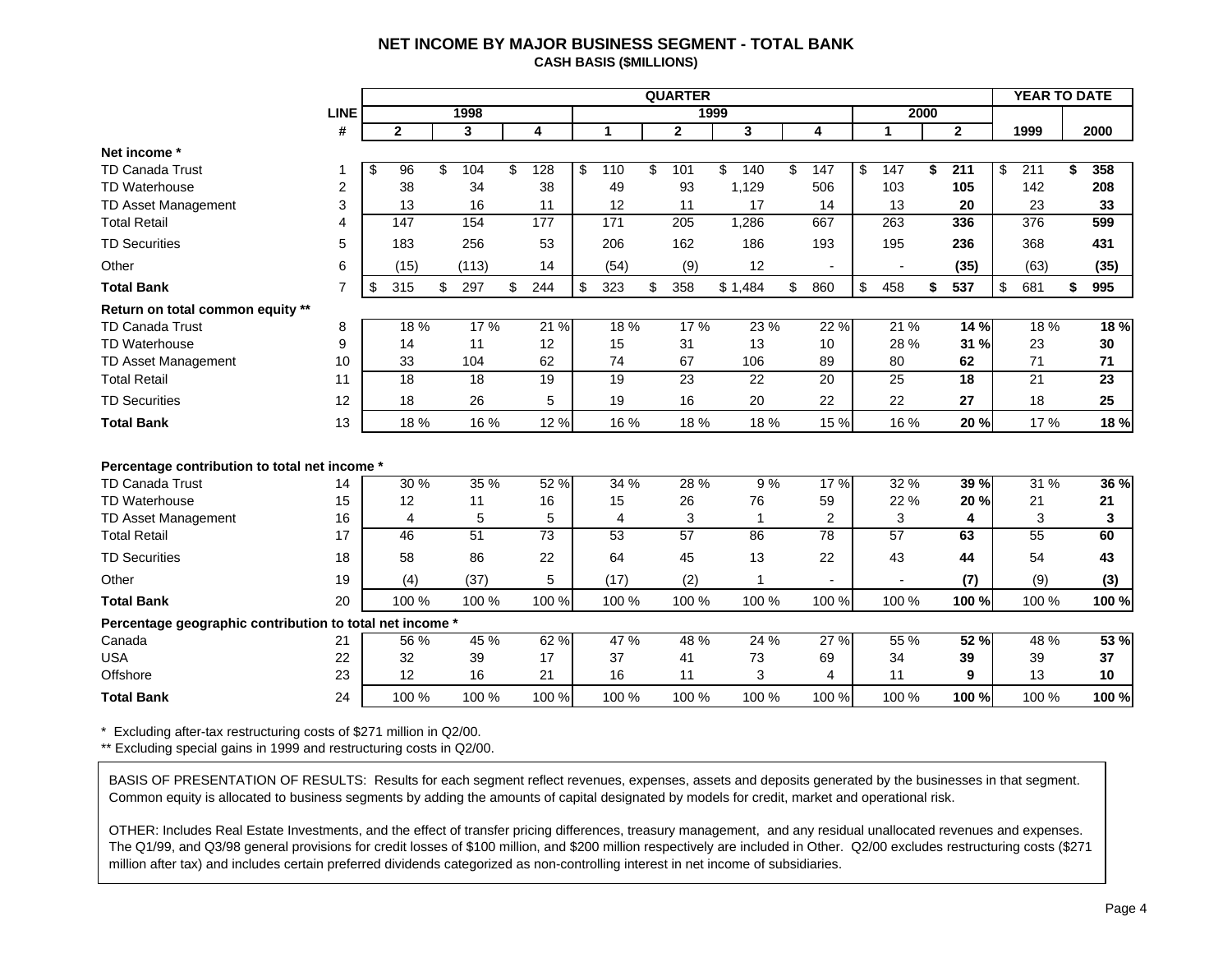## NET INCOME BY MAJOR BUSINESS SEGMENT - TOTAL BANK

**CASH BASIS ($MILLIONS)**

| | LINE | QUARTER | | | | | | | | | YEAR TO DATE | |
|---|---|---|---|---|---|---|---|---|---|---|---|---|
| | | 1998 | | | 1999 | | | | 2000 | | | |
| | # | 2 | 3 | 4 | 1 | 2 | 3 | 4 | 1 | 2 | 1999 | 2000 |
| **Net income *** | | | | | | | | | | | | |
| TD Canada Trust | 1 | $ 96 | $ 104 | $ 128 | $ 110 | $ 101 | $ 140 | $ 147 | $ 147 | **$ 211** | $ 211 | **$ 358** |
| TD Waterhouse | 2 | 38 | 34 | 38 | 49 | 93 | 1,129 | 506 | 103 | **105** | 142 | **208** |
| TD Asset Management | 3 | 13 | 16 | 11 | 12 | 11 | 17 | 14 | 13 | **20** | 23 | **33** |
| Total Retail | 4 | 147 | 154 | 177 | 171 | 205 | 1,286 | 667 | 263 | **336** | 376 | **599** |
| TD Securities | 5 | 183 | 256 | 53 | 206 | 162 | 186 | 193 | 195 | **236** | 368 | **431** |
| Other | 6 | (15) | (113) | 14 | (54) | (9) | 12 | - | - | **(35)** | (63) | **(35)** |
| **Total Bank** | 7 | $ 315 | $ 297 | $ 244 | $ 323 | $ 358 | $ 1,484 | $ 860 | $ 458 | **$ 537** | $ 681 | **$ 995** |
| **Return on total common equity **** | | | | | | | | | | | | |
| TD Canada Trust | 8 | 18 % | 17 % | 21 % | 18 % | 17 % | 23 % | 22 % | 21 % | **14 %** | 18 % | **18 %** |
| TD Waterhouse | 9 | 14 | 11 | 12 | 15 | 31 | 13 | 10 | 28 % | **31 %** | 23 | **30** |
| TD Asset Management | 10 | 33 | 104 | 62 | 74 | 67 | 106 | 89 | 80 | **62** | 71 | **71** |
| Total Retail | 11 | 18 | 18 | 19 | 19 | 23 | 22 | 20 | 25 | **18** | 21 | **23** |
| TD Securities | 12 | 18 | 26 | 5 | 19 | 16 | 20 | 22 | 22 | **27** | 18 | **25** |
| **Total Bank** | 13 | 18 % | 16 % | 12 % | 16 % | 18 % | 18 % | 15 % | 16 % | **20 %** | 17 % | **18 %** |
| **Percentage contribution to total net income *** | | | | | | | | | | | | |
| TD Canada Trust | 14 | 30 % | 35 % | 52 % | 34 % | 28 % | 9 % | 17 % | 32 % | **39 %** | 31 % | **36 %** |
| TD Waterhouse | 15 | 12 | 11 | 16 | 15 | 26 | 76 | 59 | 22 % | **20 %** | 21 | **21** |
| TD Asset Management | 16 | 4 | 5 | 5 | 4 | 3 | 1 | 2 | 3 | **4** | 3 | **3** |
| Total Retail | 17 | 46 | 51 | 73 | 53 | 57 | 86 | 78 | 57 | **63** | 55 | **60** |
| TD Securities | 18 | 58 | 86 | 22 | 64 | 45 | 13 | 22 | 43 | **44** | 54 | **43** |
| Other | 19 | (4) | (37) | 5 | (17) | (2) | 1 | - | - | **(7)** | (9) | **(3)** |
| **Total Bank** | 20 | 100 % | 100 % | 100 % | 100 % | 100 % | 100 % | 100 % | 100 % | **100 %** | 100 % | **100 %** |
| **Percentage geographic contribution to total net income *** | | | | | | | | | | | | |
| Canada | 21 | 56 % | 45 % | 62 % | 47 % | 48 % | 24 % | 27 % | 55 % | **52 %** | 48 % | **53 %** |
| USA | 22 | 32 | 39 | 17 | 37 | 41 | 73 | 69 | 34 | **39** | 39 | **37** |
| Offshore | 23 | 12 | 16 | 21 | 16 | 11 | 3 | 4 | 11 | **9** | 13 | **10** |
| **Total Bank** | 24 | 100 % | 100 % | 100 % | 100 % | 100 % | 100 % | 100 % | 100 % | **100 %** | 100 % | **100 %** |

\* Excluding after-tax restructuring costs of $271 million in Q2/00.

** Excluding special gains in 1999 and restructuring costs in Q2/00.

BASIS OF PRESENTATION OF RESULTS: Results for each segment reflect revenues, expenses, assets and deposits generated by the businesses in that segment. Common equity is allocated to business segments by adding the amounts of capital designated by models for credit, market and operational risk.

OTHER: Includes Real Estate Investments, and the effect of transfer pricing differences, treasury management, and any residual unallocated revenues and expenses. The Q1/99, and Q3/98 general provisions for credit losses of $100 million, and $200 million respectively are included in Other. Q2/00 excludes restructuring costs ($271 million after tax) and includes certain preferred dividends categorized as non-controlling interest in net income of subsidiaries.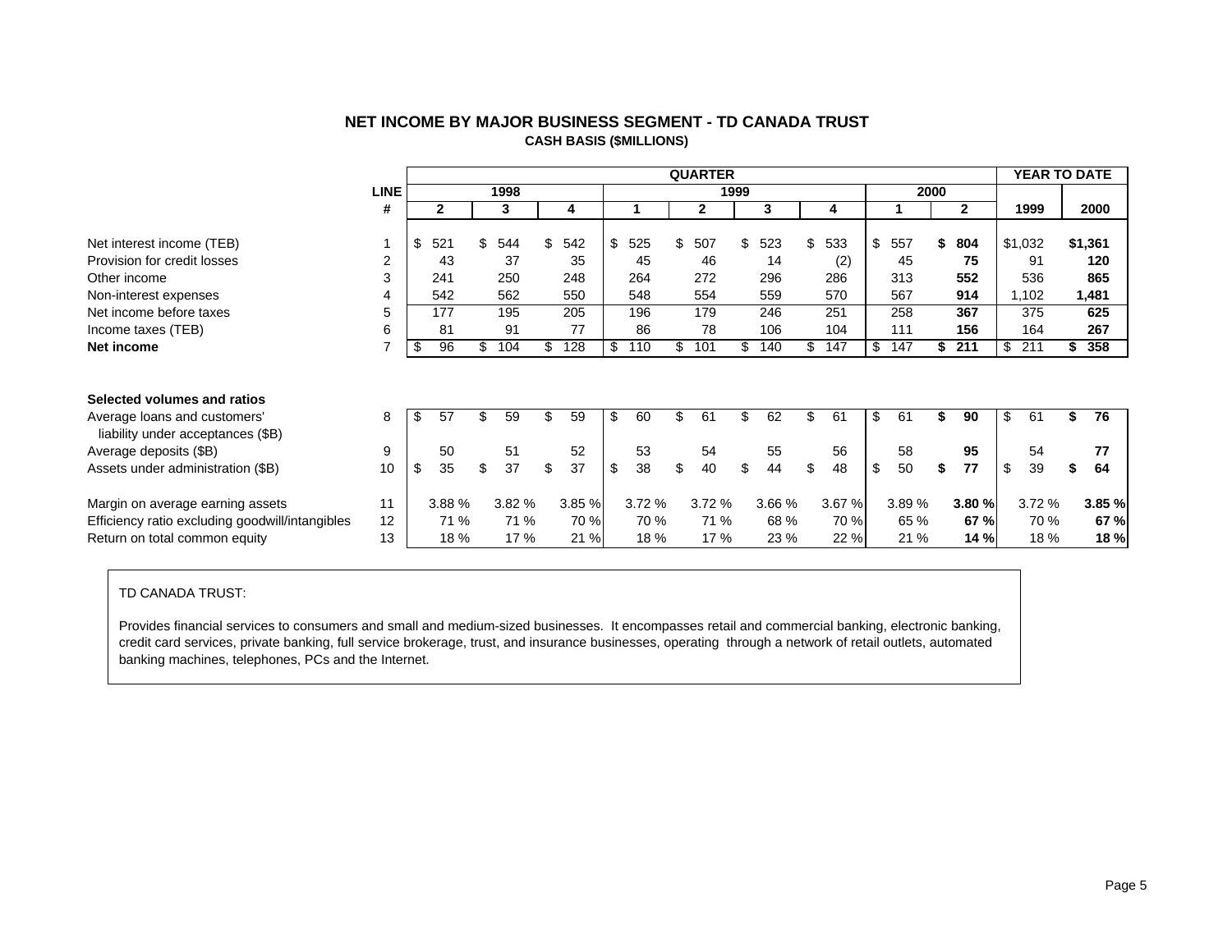# NET INCOME BY MAJOR BUSINESS SEGMENT - TD CANADA TRUST

### CASH BASIS ($MILLIONS)

| | LINE # | QUARTER 1998 Q2 | 1998 Q3 | 1998 Q4 | 1999 Q1 | 1999 Q2 | 1999 Q3 | 1999 Q4 | 2000 Q1 | 2000 Q2 | YEAR TO DATE 1999 | YEAR TO DATE 2000 |
|---|---|---|---|---|---|---|---|---|---|---|---|---|
| Net interest income (TEB) | 1 | $ 521 | $ 544 | $ 542 | $ 525 | $ 507 | $ 523 | $ 533 | $ 557 | **$ 804** | $1,032 | **$1,361** |
| Provision for credit losses | 2 | 43 | 37 | 35 | 45 | 46 | 14 | (2) | 45 | **75** | 91 | **120** |
| Other income | 3 | 241 | 250 | 248 | 264 | 272 | 296 | 286 | 313 | **552** | 536 | **865** |
| Non-interest expenses | 4 | 542 | 562 | 550 | 548 | 554 | 559 | 570 | 567 | **914** | 1,102 | **1,481** |
| Net income before taxes | 5 | 177 | 195 | 205 | 196 | 179 | 246 | 251 | 258 | **367** | 375 | **625** |
| Income taxes (TEB) | 6 | 81 | 91 | 77 | 86 | 78 | 106 | 104 | 111 | **156** | 164 | **267** |
| **Net income** | 7 | $ 96 | $ 104 | $ 128 | $ 110 | $ 101 | $ 140 | $ 147 | $ 147 | **$ 211** | $ 211 | **$ 358** |
| **Selected volumes and ratios** | | | | | | | | | | | | |
| Average loans and customers' liability under acceptances ($B) | 8 | $ 57 | $ 59 | $ 59 | $ 60 | $ 61 | $ 62 | $ 61 | $ 61 | **$ 90** | $ 61 | **$ 76** |
| Average deposits ($B) | 9 | 50 | 51 | 52 | 53 | 54 | 55 | 56 | 58 | **95** | 54 | **77** |
| Assets under administration ($B) | 10 | $ 35 | $ 37 | $ 37 | $ 38 | $ 40 | $ 44 | $ 48 | $ 50 | **$ 77** | $ 39 | **$ 64** |
| Margin on average earning assets | 11 | 3.88 % | 3.82 % | 3.85 % | 3.72 % | 3.72 % | 3.66 % | 3.67 % | 3.89 % | **3.80 %** | 3.72 % | **3.85 %** |
| Efficiency ratio excluding goodwill/intangibles | 12 | 71 % | 71 % | 70 % | 70 % | 71 % | 68 % | 70 % | 65 % | **67 %** | 70 % | **67 %** |
| Return on total common equity | 13 | 18 % | 17 % | 21 % | 18 % | 17 % | 23 % | 22 % | 21 % | **14 %** | 18 % | **18 %** |

TD CANADA TRUST:

Provides financial services to consumers and small and medium-sized businesses. It encompasses retail and commercial banking, electronic banking, credit card services, private banking, full service brokerage, trust, and insurance businesses, operating through a network of retail outlets, automated banking machines, telephones, PCs and the Internet.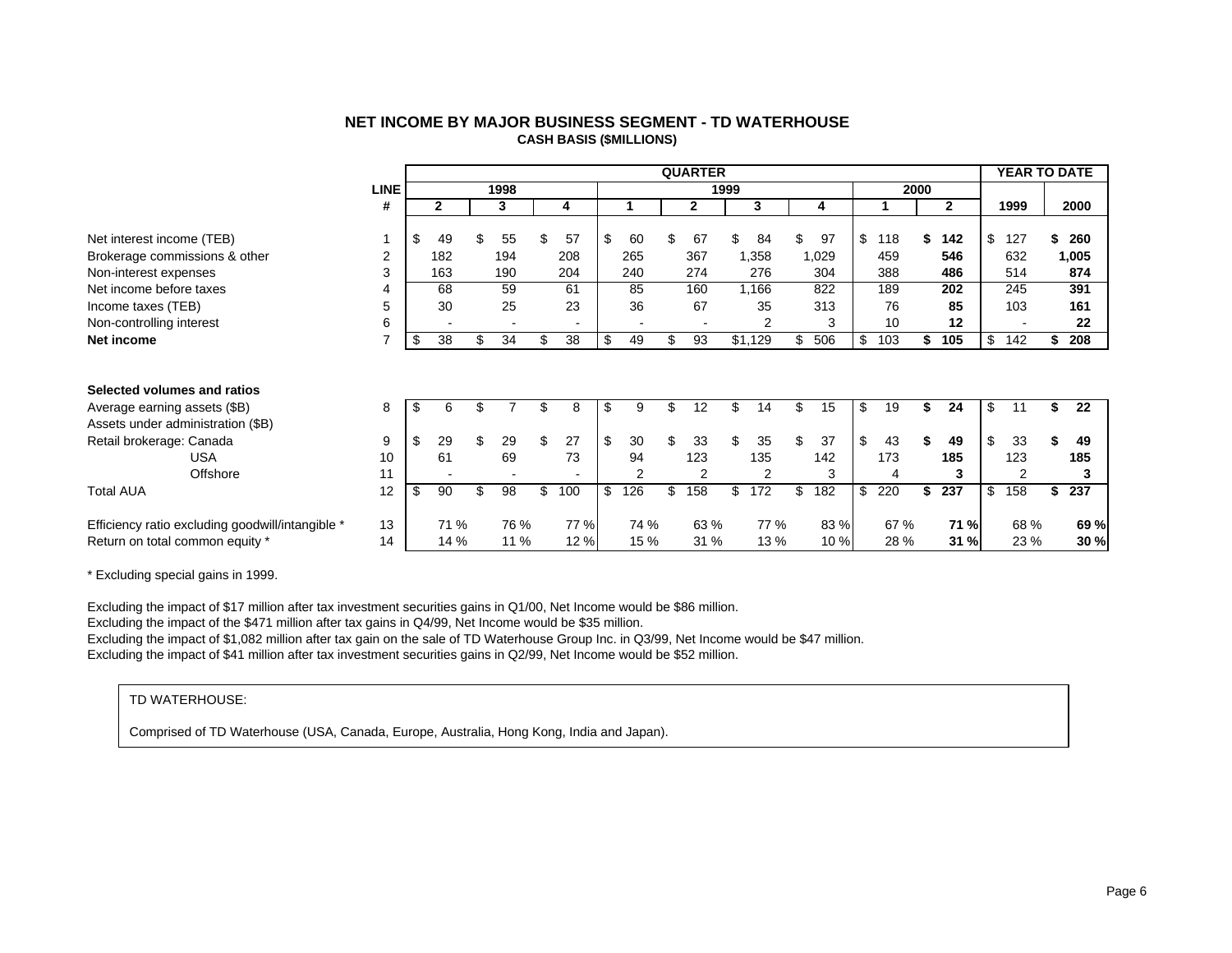## NET INCOME BY MAJOR BUSINESS SEGMENT - TD WATERHOUSE

**CASH BASIS ($MILLIONS)**

| | LINE | QUARTER | | | | | | | | | YEAR TO DATE | |
|---|---|---|---|---|---|---|---|---|---|---|---|---|
| | | 1998 | | | 1999 | | | | 2000 | | | |
| | # | 2 | 3 | 4 | 1 | 2 | 3 | 4 | 1 | 2 | 1999 | 2000 |
| Net interest income (TEB) | 1 | $ 49 | $ 55 | $ 57 | $ 60 | $ 67 | $ 84 | $ 97 | $ 118 | **$ 142** | $ 127 | **$ 260** |
| Brokerage commissions & other | 2 | 182 | 194 | 208 | 265 | 367 | 1,358 | 1,029 | 459 | **546** | 632 | **1,005** |
| Non-interest expenses | 3 | 163 | 190 | 204 | 240 | 274 | 276 | 304 | 388 | **486** | 514 | **874** |
| Net income before taxes | 4 | 68 | 59 | 61 | 85 | 160 | 1,166 | 822 | 189 | **202** | 245 | **391** |
| Income taxes (TEB) | 5 | 30 | 25 | 23 | 36 | 67 | 35 | 313 | 76 | **85** | 103 | **161** |
| Non-controlling interest | 6 | - | - | - | - | - | 2 | 3 | 10 | **12** | - | **22** |
| **Net income** | 7 | $ 38 | $ 34 | $ 38 | $ 49 | $ 93 | $1,129 | $ 506 | $ 103 | **$ 105** | $ 142 | **$ 208** |
| | | | | | | | | | | | | |
| **Selected volumes and ratios** | | | | | | | | | | | | |
| Average earning assets ($B) | 8 | $ 6 | $ 7 | $ 8 | $ 9 | $ 12 | $ 14 | $ 15 | $ 19 | **$ 24** | $ 11 | **$ 22** |
| Assets under administration ($B) | | | | | | | | | | | | |
| Retail brokerage: Canada | 9 | $ 29 | $ 29 | $ 27 | $ 30 | $ 33 | $ 35 | $ 37 | $ 43 | **$ 49** | $ 33 | **$ 49** |
| USA | 10 | 61 | 69 | 73 | 94 | 123 | 135 | 142 | 173 | **185** | 123 | **185** |
| Offshore | 11 | - | - | - | 2 | 2 | 2 | 3 | 4 | **3** | 2 | **3** |
| Total AUA | 12 | $ 90 | $ 98 | $ 100 | $ 126 | $ 158 | $ 172 | $ 182 | $ 220 | **$ 237** | $ 158 | **$ 237** |
| | | | | | | | | | | | | |
| Efficiency ratio excluding goodwill/intangible * | 13 | 71 % | 76 % | 77 % | 74 % | 63 % | 77 % | 83 % | 67 % | **71 %** | 68 % | **69 %** |
| Return on total common equity * | 14 | 14 % | 11 % | 12 % | 15 % | 31 % | 13 % | 10 % | 28 % | **31 %** | 23 % | **30 %** |

* Excluding special gains in 1999.

Excluding the impact of $17 million after tax investment securities gains in Q1/00, Net Income would be $86 million.
Excluding the impact of the $471 million after tax gains in Q4/99, Net Income would be $35 million.
Excluding the impact of $1,082 million after tax gain on the sale of TD Waterhouse Group Inc. in Q3/99, Net Income would be $47 million.
Excluding the impact of $41 million after tax investment securities gains in Q2/99, Net Income would be $52 million.

TD WATERHOUSE:

Comprised of TD Waterhouse (USA, Canada, Europe, Australia, Hong Kong, India and Japan).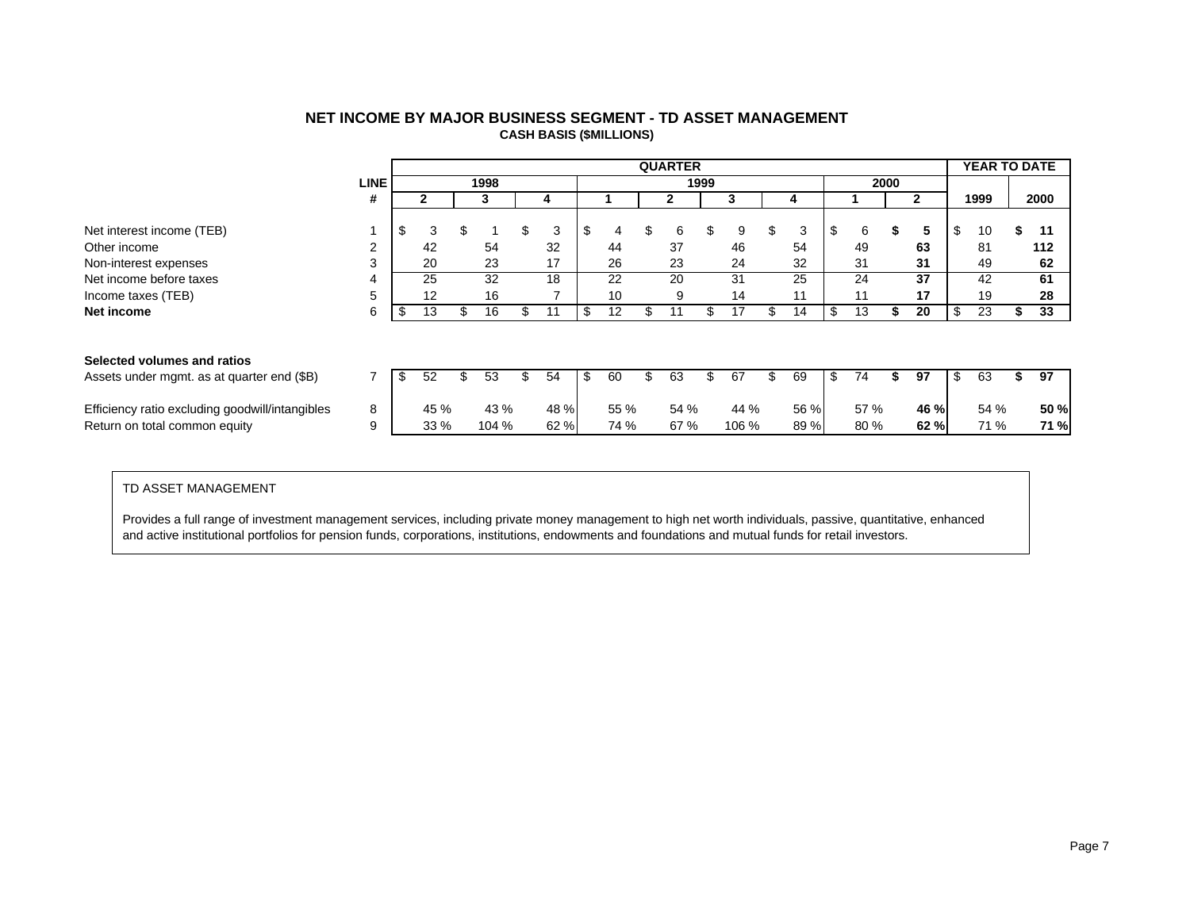## NET INCOME BY MAJOR BUSINESS SEGMENT - TD ASSET MANAGEMENT

### CASH BASIS ($MILLIONS)

| | LINE | QUARTER | | | | | | | | | YEAR TO DATE | |
|---|---|---|---|---|---|---|---|---|---|---|---|---|
| | | 1998 | | | 1999 | | | | 2000 | | | |
| | # | 2 | 3 | 4 | 1 | 2 | 3 | 4 | 1 | 2 | 1999 | 2000 |
| Net interest income (TEB) | 1 | $ 3 | $ 1 | $ 3 | $ 4 | $ 6 | $ 9 | $ 3 | $ 6 | **$ 5** | $ 10 | **$ 11** |
| Other income | 2 | 42 | 54 | 32 | 44 | 37 | 46 | 54 | 49 | **63** | 81 | **112** |
| Non-interest expenses | 3 | 20 | 23 | 17 | 26 | 23 | 24 | 32 | 31 | **31** | 49 | **62** |
| Net income before taxes | 4 | 25 | 32 | 18 | 22 | 20 | 31 | 25 | 24 | **37** | 42 | **61** |
| Income taxes (TEB) | 5 | 12 | 16 | 7 | 10 | 9 | 14 | 11 | 11 | **17** | 19 | **28** |
| **Net income** | 6 | $ 13 | $ 16 | $ 11 | $ 12 | $ 11 | $ 17 | $ 14 | $ 13 | **$ 20** | $ 23 | **$ 33** |
| **Selected volumes and ratios** | | | | | | | | | | | | |
| Assets under mgmt. as at quarter end ($B) | 7 | $ 52 | $ 53 | $ 54 | $ 60 | $ 63 | $ 67 | $ 69 | $ 74 | **$ 97** | $ 63 | **$ 97** |
| Efficiency ratio excluding goodwill/intangibles | 8 | 45 % | 43 % | 48 % | 55 % | 54 % | 44 % | 56 % | 57 % | **46 %** | 54 % | **50 %** |
| Return on total common equity | 9 | 33 % | 104 % | 62 % | 74 % | 67 % | 106 % | 89 % | 80 % | **62 %** | 71 % | **71 %** |

TD ASSET MANAGEMENT

Provides a full range of investment management services, including private money management to high net worth individuals, passive, quantitative, enhanced and active institutional portfolios for pension funds, corporations, institutions, endowments and foundations and mutual funds for retail investors.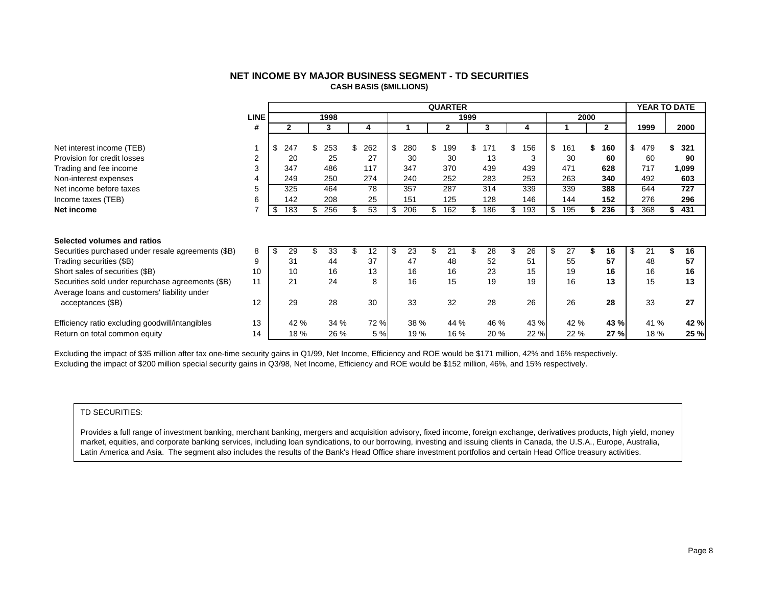## NET INCOME BY MAJOR BUSINESS SEGMENT - TD SECURITIES
### CASH BASIS ($MILLIONS)

| | LINE # | QUARTER 1998 Q2 | 1998 Q3 | 1998 Q4 | 1999 Q1 | 1999 Q2 | 1999 Q3 | 1999 Q4 | 2000 Q1 | 2000 Q2 | YEAR TO DATE 1999 | YEAR TO DATE 2000 |
|---|---|---|---|---|---|---|---|---|---|---|---|---|
| Net interest income (TEB) | 1 | $ 247 | $ 253 | $ 262 | $ 280 | $ 199 | $ 171 | $ 156 | $ 161 | **$ 160** | $ 479 | **$ 321** |
| Provision for credit losses | 2 | 20 | 25 | 27 | 30 | 30 | 13 | 3 | 30 | **60** | 60 | **90** |
| Trading and fee income | 3 | 347 | 486 | 117 | 347 | 370 | 439 | 439 | 471 | **628** | 717 | **1,099** |
| Non-interest expenses | 4 | 249 | 250 | 274 | 240 | 252 | 283 | 253 | 263 | **340** | 492 | **603** |
| Net income before taxes | 5 | 325 | 464 | 78 | 357 | 287 | 314 | 339 | 339 | **388** | 644 | **727** |
| Income taxes (TEB) | 6 | 142 | 208 | 25 | 151 | 125 | 128 | 146 | 144 | **152** | 276 | **296** |
| **Net income** | 7 | $ 183 | $ 256 | $ 53 | $ 206 | $ 162 | $ 186 | $ 193 | $ 195 | **$ 236** | $ 368 | **$ 431** |
| **Selected volumes and ratios** | | | | | | | | | | | | |
| Securities purchased under resale agreements ($B) | 8 | $ 29 | $ 33 | $ 12 | $ 23 | $ 21 | $ 28 | $ 26 | $ 27 | **$ 16** | $ 21 | **$ 16** |
| Trading securities ($B) | 9 | 31 | 44 | 37 | 47 | 48 | 52 | 51 | 55 | **57** | 48 | **57** |
| Short sales of securities ($B) | 10 | 10 | 16 | 13 | 16 | 16 | 23 | 15 | 19 | **16** | 16 | **16** |
| Securities sold under repurchase agreements ($B) | 11 | 21 | 24 | 8 | 16 | 15 | 19 | 19 | 16 | **13** | 15 | **13** |
| Average loans and customers' liability under acceptances ($B) | 12 | 29 | 28 | 30 | 33 | 32 | 28 | 26 | 26 | **28** | 33 | **27** |
| Efficiency ratio excluding goodwill/intangibles | 13 | 42 % | 34 % | 72 % | 38 % | 44 % | 46 % | 43 % | 42 % | **43 %** | 41 % | **42 %** |
| Return on total common equity | 14 | 18 % | 26 % | 5 % | 19 % | 16 % | 20 % | 22 % | 22 % | **27 %** | 18 % | **25 %** |

Excluding the impact of $35 million after tax one-time security gains in Q1/99, Net Income, Efficiency and ROE would be $171 million, 42% and 16% respectively.
Excluding the impact of $200 million special security gains in Q3/98, Net Income, Efficiency and ROE would be $152 million, 46%, and 15% respectively.

TD SECURITIES:

Provides a full range of investment banking, merchant banking, mergers and acquisition advisory, fixed income, foreign exchange, derivatives products, high yield, money market, equities, and corporate banking services, including loan syndications, to our borrowing, investing and issuing clients in Canada, the U.S.A., Europe, Australia, Latin America and Asia. The segment also includes the results of the Bank's Head Office share investment portfolios and certain Head Office treasury activities.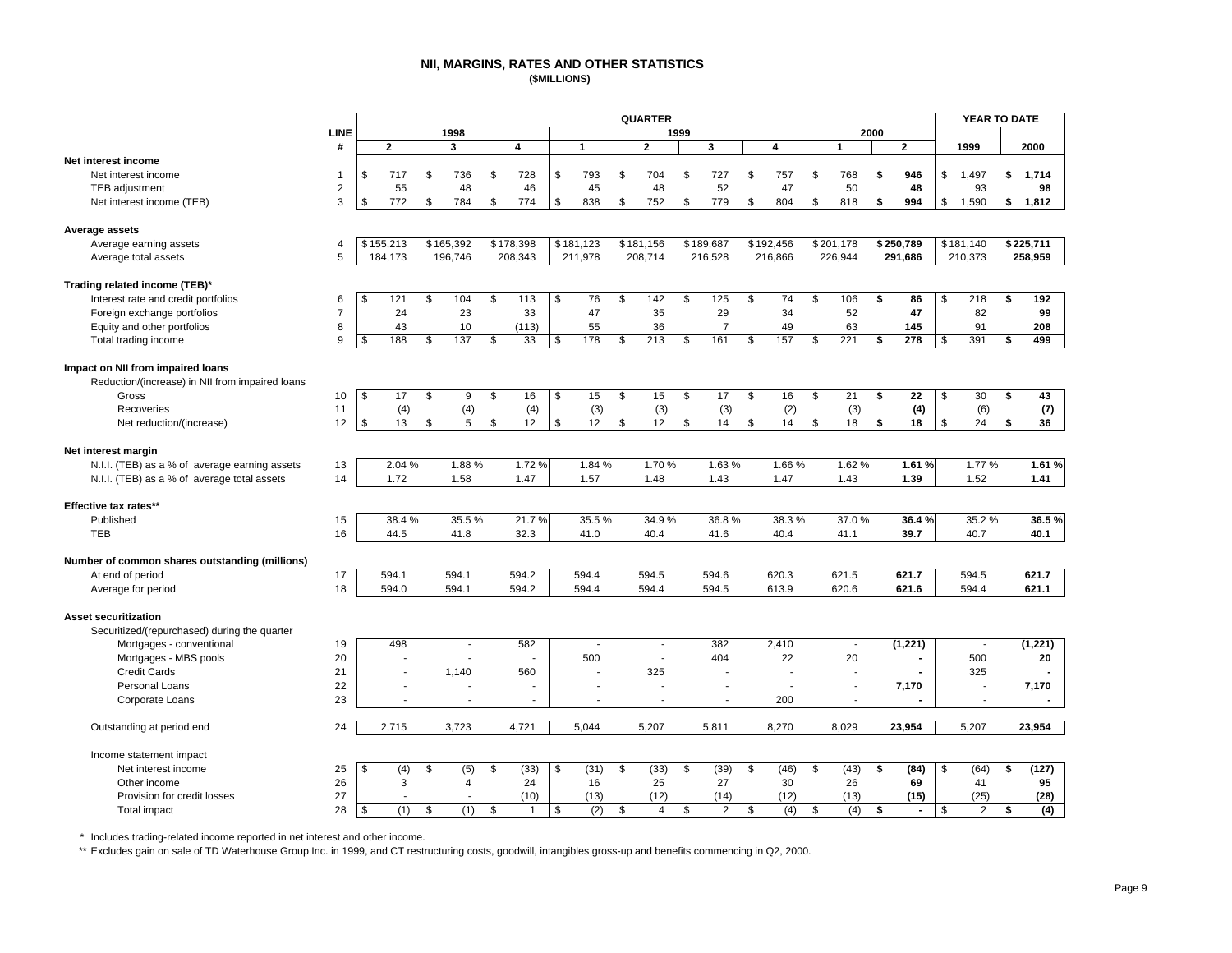# NII, MARGINS, RATES AND OTHER STATISTICS

**($MILLIONS)**

| | LINE | QUARTER | | | | | | | | | YEAR TO DATE | |
|---|---|---|---|---|---|---|---|---|---|---|---|---|
| | | 1998 | | | 1999 | | | | 2000 | | | |
| | # | 2 | 3 | 4 | 1 | 2 | 3 | 4 | 1 | **2** | 1999 | **2000** |
| **Net interest income** | | | | | | | | | | | | |
| Net interest income | 1 | $ 717 | $ 736 | $ 728 | $ 793 | $ 704 | $ 727 | $ 757 | $ 768 | **$ 946** | $ 1,497 | **$ 1,714** |
| TEB adjustment | 2 | 55 | 48 | 46 | 45 | 48 | 52 | 47 | 50 | **48** | 93 | **98** |
| Net interest income (TEB) | 3 | $ 772 | $ 784 | $ 774 | $ 838 | $ 752 | $ 779 | $ 804 | $ 818 | **$ 994** | $ 1,590 | **$ 1,812** |
| **Average assets** | | | | | | | | | | | | |
| Average earning assets | 4 | $155,213 | $165,392 | $178,398 | $181,123 | $181,156 | $189,687 | $192,456 | $201,178 | **$250,789** | $181,140 | **$225,711** |
| Average total assets | 5 | 184,173 | 196,746 | 208,343 | 211,978 | 208,714 | 216,528 | 216,866 | 226,944 | **291,686** | 210,373 | **258,959** |
| **Trading related income (TEB)*** | | | | | | | | | | | | |
| Interest rate and credit portfolios | 6 | $ 121 | $ 104 | $ 113 | $ 76 | $ 142 | $ 125 | $ 74 | $ 106 | **$ 86** | $ 218 | **$ 192** |
| Foreign exchange portfolios | 7 | 24 | 23 | 33 | 47 | 35 | 29 | 34 | 52 | **47** | 82 | **99** |
| Equity and other portfolios | 8 | 43 | 10 | (113) | 55 | 36 | 7 | 49 | 63 | **145** | 91 | **208** |
| Total trading income | 9 | $ 188 | $ 137 | $ 33 | $ 178 | $ 213 | $ 161 | $ 157 | $ 221 | **$ 278** | $ 391 | **$ 499** |
| **Impact on NII from impaired loans** | | | | | | | | | | | | |
| Reduction/(increase) in NII from impaired loans | | | | | | | | | | | | |
| Gross | 10 | $ 17 | $ 9 | $ 16 | $ 15 | $ 15 | $ 17 | $ 16 | $ 21 | **$ 22** | $ 30 | **$ 43** |
| Recoveries | 11 | (4) | (4) | (4) | (3) | (3) | (3) | (2) | (3) | **(4)** | (6) | **(7)** |
| Net reduction/(increase) | 12 | $ 13 | $ 5 | $ 12 | $ 12 | $ 12 | $ 14 | $ 14 | $ 18 | **$ 18** | $ 24 | **$ 36** |
| **Net interest margin** | | | | | | | | | | | | |
| N.I.I. (TEB) as a % of average earning assets | 13 | 2.04 % | 1.88 % | 1.72 % | 1.84 % | 1.70 % | 1.63 % | 1.66 % | 1.62 % | **1.61 %** | 1.77 % | **1.61 %** |
| N.I.I. (TEB) as a % of average total assets | 14 | 1.72 | 1.58 | 1.47 | 1.57 | 1.48 | 1.43 | 1.47 | 1.43 | **1.39** | 1.52 | **1.41** |
| **Effective tax rates**** | | | | | | | | | | | | |
| Published | 15 | 38.4 % | 35.5 % | 21.7 % | 35.5 % | 34.9 % | 36.8 % | 38.3 % | 37.0 % | **36.4 %** | 35.2 % | **36.5 %** |
| TEB | 16 | 44.5 | 41.8 | 32.3 | 41.0 | 40.4 | 41.6 | 40.4 | 41.1 | **39.7** | 40.7 | **40.1** |
| **Number of common shares outstanding (millions)** | | | | | | | | | | | | |
| At end of period | 17 | 594.1 | 594.1 | 594.2 | 594.4 | 594.5 | 594.6 | 620.3 | 621.5 | **621.7** | 594.5 | **621.7** |
| Average for period | 18 | 594.0 | 594.1 | 594.2 | 594.4 | 594.4 | 594.5 | 613.9 | 620.6 | **621.6** | 594.4 | **621.1** |
| **Asset securitization** | | | | | | | | | | | | |
| Securitized/(repurchased) during the quarter | | | | | | | | | | | | |
| Mortgages - conventional | 19 | 498 | - | 582 | - | - | 382 | 2,410 | - | **(1,221)** | - | **(1,221)** |
| Mortgages - MBS pools | 20 | - | - | - | 500 | - | 404 | 22 | 20 | **-** | 500 | **20** |
| Credit Cards | 21 | - | 1,140 | 560 | - | 325 | - | - | - | **-** | 325 | **-** |
| Personal Loans | 22 | - | - | - | - | - | - | - | - | **7,170** | - | **7,170** |
| Corporate Loans | 23 | - | - | - | - | - | - | 200 | - | **-** | - | **-** |
| Outstanding at period end | 24 | 2,715 | 3,723 | 4,721 | 5,044 | 5,207 | 5,811 | 8,270 | 8,029 | **23,954** | 5,207 | **23,954** |
| Income statement impact | | | | | | | | | | | | |
| Net interest income | 25 | $ (4) | $ (5) | $ (33) | $ (31) | $ (33) | $ (39) | $ (46) | $ (43) | **$ (84)** | $ (64) | **$ (127)** |
| Other income | 26 | 3 | 4 | 24 | 16 | 25 | 27 | 30 | 26 | **69** | 41 | **95** |
| Provision for credit losses | 27 | - | - | (10) | (13) | (12) | (14) | (12) | (13) | **(15)** | (25) | **(28)** |
| Total impact | 28 | $ (1) | $ (1) | $ 1 | $ (2) | $ 4 | $ 2 | $ (4) | $ (4) | **$ -** | $ 2 | **$ (4)** |

\* Includes trading-related income reported in net interest and other income.

** Excludes gain on sale of TD Waterhouse Group Inc. in 1999, and CT restructuring costs, goodwill, intangibles gross-up and benefits commencing in Q2, 2000.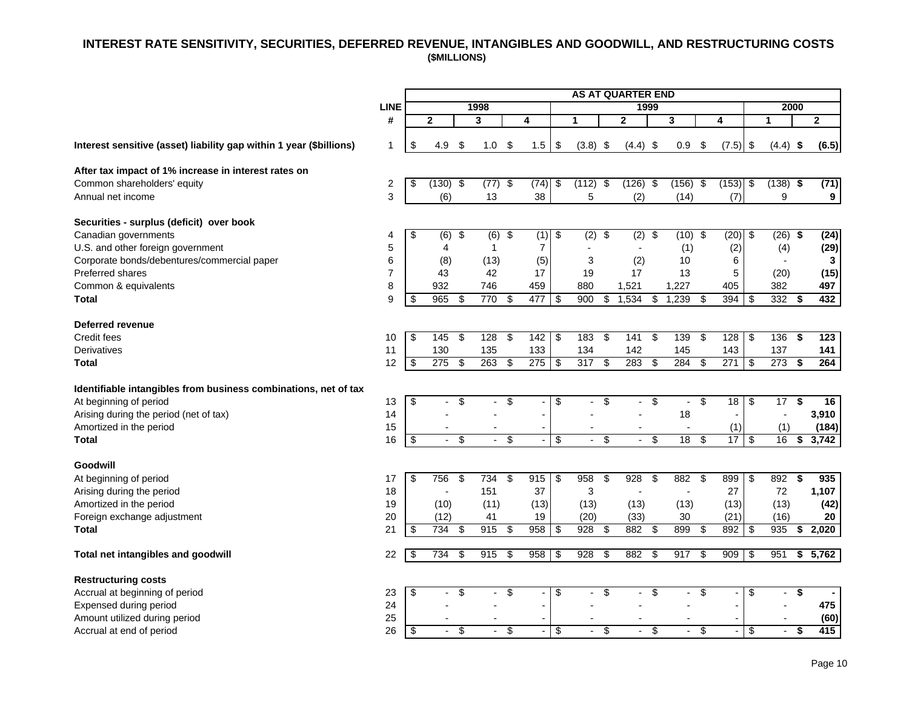# INTEREST RATE SENSITIVITY, SECURITIES, DEFERRED REVENUE, INTANGIBLES AND GOODWILL, AND RESTRUCTURING COSTS

**($MILLIONS)**

| | LINE # | 1998 Q2 | 1998 Q3 | 1998 Q4 | 1999 Q1 | 1999 Q2 | 1999 Q3 | 1999 Q4 | 2000 Q1 | 2000 Q2 |
|---|---|---|---|---|---|---|---|---|---|---|
| | | **AS AT QUARTER END** | | | | | | | | |
| **Interest sensitive (asset) liability gap within 1 year ($billions)** | 1 | $ 4.9 | $ 1.0 | $ 1.5 | $ (3.8) | $ (4.4) | $ 0.9 | $ (7.5) | $ (4.4) | **$ (6.5)** |
| **After tax impact of 1% increase in interest rates on** | | | | | | | | | | |
| Common shareholders' equity | 2 | $ (130) | $ (77) | $ (74) | $ (112) | $ (126) | $ (156) | $ (153) | $ (138) | **$ (71)** |
| Annual net income | 3 | (6) | 13 | 38 | 5 | (2) | (14) | (7) | 9 | **9** |
| **Securities - surplus (deficit) over book** | | | | | | | | | | |
| Canadian governments | 4 | $ (6) | $ (6) | $ (1) | $ (2) | $ (2) | $ (10) | $ (20) | $ (26) | **$ (24)** |
| U.S. and other foreign government | 5 | 4 | 1 | 7 | - | - | (1) | (2) | (4) | **(29)** |
| Corporate bonds/debentures/commercial paper | 6 | (8) | (13) | (5) | 3 | (2) | 10 | 6 | - | **3** |
| Preferred shares | 7 | 43 | 42 | 17 | 19 | 17 | 13 | 5 | (20) | **(15)** |
| Common & equivalents | 8 | 932 | 746 | 459 | 880 | 1,521 | 1,227 | 405 | 382 | **497** |
| **Total** | 9 | $ 965 | $ 770 | $ 477 | $ 900 | $ 1,534 | $ 1,239 | $ 394 | $ 332 | **$ 432** |
| **Deferred revenue** | | | | | | | | | | |
| Credit fees | 10 | $ 145 | $ 128 | $ 142 | $ 183 | $ 141 | $ 139 | $ 128 | $ 136 | **$ 123** |
| Derivatives | 11 | 130 | 135 | 133 | 134 | 142 | 145 | 143 | 137 | **141** |
| **Total** | 12 | $ 275 | $ 263 | $ 275 | $ 317 | $ 283 | $ 284 | $ 271 | $ 273 | **$ 264** |
| **Identifiable intangibles from business combinations, net of tax** | | | | | | | | | | |
| At beginning of period | 13 | $ - | $ - | $ - | $ - | $ - | $ - | $ 18 | $ 17 | **$ 16** |
| Arising during the period (net of tax) | 14 | - | - | - | - | - | 18 | - | - | **3,910** |
| Amortized in the period | 15 | - | - | - | - | - | - | (1) | (1) | **(184)** |
| **Total** | 16 | $ - | $ - | $ - | $ - | $ - | $ 18 | $ 17 | $ 16 | **$ 3,742** |
| **Goodwill** | | | | | | | | | | |
| At beginning of period | 17 | $ 756 | $ 734 | $ 915 | $ 958 | $ 928 | $ 882 | $ 899 | $ 892 | **$ 935** |
| Arising during the period | 18 | - | 151 | 37 | 3 | - | - | 27 | 72 | **1,107** |
| Amortized in the period | 19 | (10) | (11) | (13) | (13) | (13) | (13) | (13) | (13) | **(42)** |
| Foreign exchange adjustment | 20 | (12) | 41 | 19 | (20) | (33) | 30 | (21) | (16) | **20** |
| **Total** | 21 | $ 734 | $ 915 | $ 958 | $ 928 | $ 882 | $ 899 | $ 892 | $ 935 | **$ 2,020** |
| **Total net intangibles and goodwill** | 22 | $ 734 | $ 915 | $ 958 | $ 928 | $ 882 | $ 917 | $ 909 | $ 951 | **$ 5,762** |
| **Restructuring costs** | | | | | | | | | | |
| Accrual at beginning of period | 23 | $ - | $ - | $ - | $ - | $ - | $ - | $ - | $ - | **$ -** |
| Expensed during period | 24 | - | - | - | - | - | - | - | - | **475** |
| Amount utilized during period | 25 | - | - | - | - | - | - | - | - | **(60)** |
| Accrual at end of period | 26 | $ - | $ - | $ - | $ - | $ - | $ - | $ - | $ - | **$ 415** |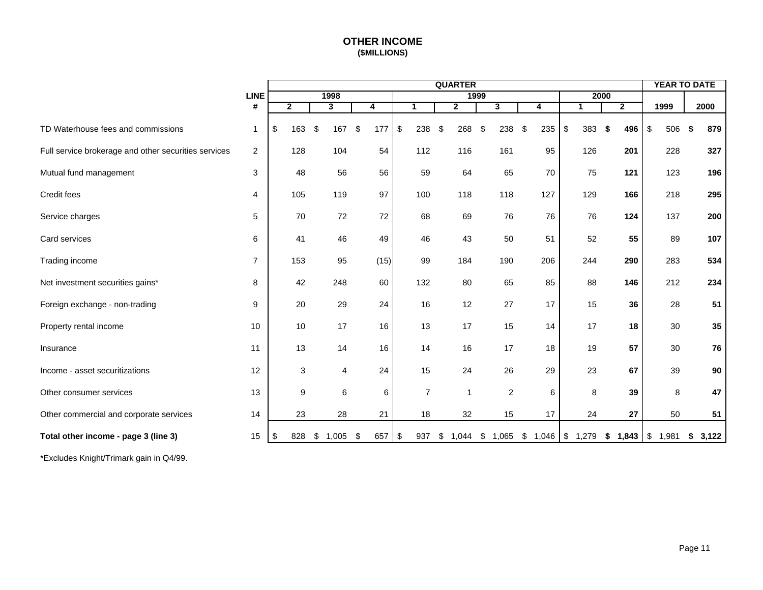# OTHER INCOME
### ($MILLIONS)

| | LINE | QUARTER | | | | | | | | | YEAR TO DATE | |
|---|---|---|---|---|---|---|---|---|---|---|---|---|
| | | 1998 | | | 1999 | | | | 2000 | | | |
| | # | 2 | 3 | 4 | 1 | 2 | 3 | 4 | 1 | 2 | 1999 | 2000 |
| TD Waterhouse fees and commissions | 1 | $ 163 | $ 167 | $ 177 | $ 238 | $ 268 | $ 238 | $ 235 | $ 383 | **$ 496** | $ 506 | **$ 879** |
| Full service brokerage and other securities services | 2 | 128 | 104 | 54 | 112 | 116 | 161 | 95 | 126 | **201** | 228 | **327** |
| Mutual fund management | 3 | 48 | 56 | 56 | 59 | 64 | 65 | 70 | 75 | **121** | 123 | **196** |
| Credit fees | 4 | 105 | 119 | 97 | 100 | 118 | 118 | 127 | 129 | **166** | 218 | **295** |
| Service charges | 5 | 70 | 72 | 72 | 68 | 69 | 76 | 76 | 76 | **124** | 137 | **200** |
| Card services | 6 | 41 | 46 | 49 | 46 | 43 | 50 | 51 | 52 | **55** | 89 | **107** |
| Trading income | 7 | 153 | 95 | (15) | 99 | 184 | 190 | 206 | 244 | **290** | 283 | **534** |
| Net investment securities gains* | 8 | 42 | 248 | 60 | 132 | 80 | 65 | 85 | 88 | **146** | 212 | **234** |
| Foreign exchange - non-trading | 9 | 20 | 29 | 24 | 16 | 12 | 27 | 17 | 15 | **36** | 28 | **51** |
| Property rental income | 10 | 10 | 17 | 16 | 13 | 17 | 15 | 14 | 17 | **18** | 30 | **35** |
| Insurance | 11 | 13 | 14 | 16 | 14 | 16 | 17 | 18 | 19 | **57** | 30 | **76** |
| Income - asset securitizations | 12 | 3 | 4 | 24 | 15 | 24 | 26 | 29 | 23 | **67** | 39 | **90** |
| Other consumer services | 13 | 9 | 6 | 6 | 7 | 1 | 2 | 6 | 8 | **39** | 8 | **47** |
| Other commercial and corporate services | 14 | 23 | 28 | 21 | 18 | 32 | 15 | 17 | 24 | **27** | 50 | **51** |
| **Total other income - page 3 (line 3)** | 15 | $ 828 | $ 1,005 | $ 657 | $ 937 | $ 1,044 | $ 1,065 | $ 1,046 | $ 1,279 | **$ 1,843** | $ 1,981 | **$ 3,122** |

*Excludes Knight/Trimark gain in Q4/99.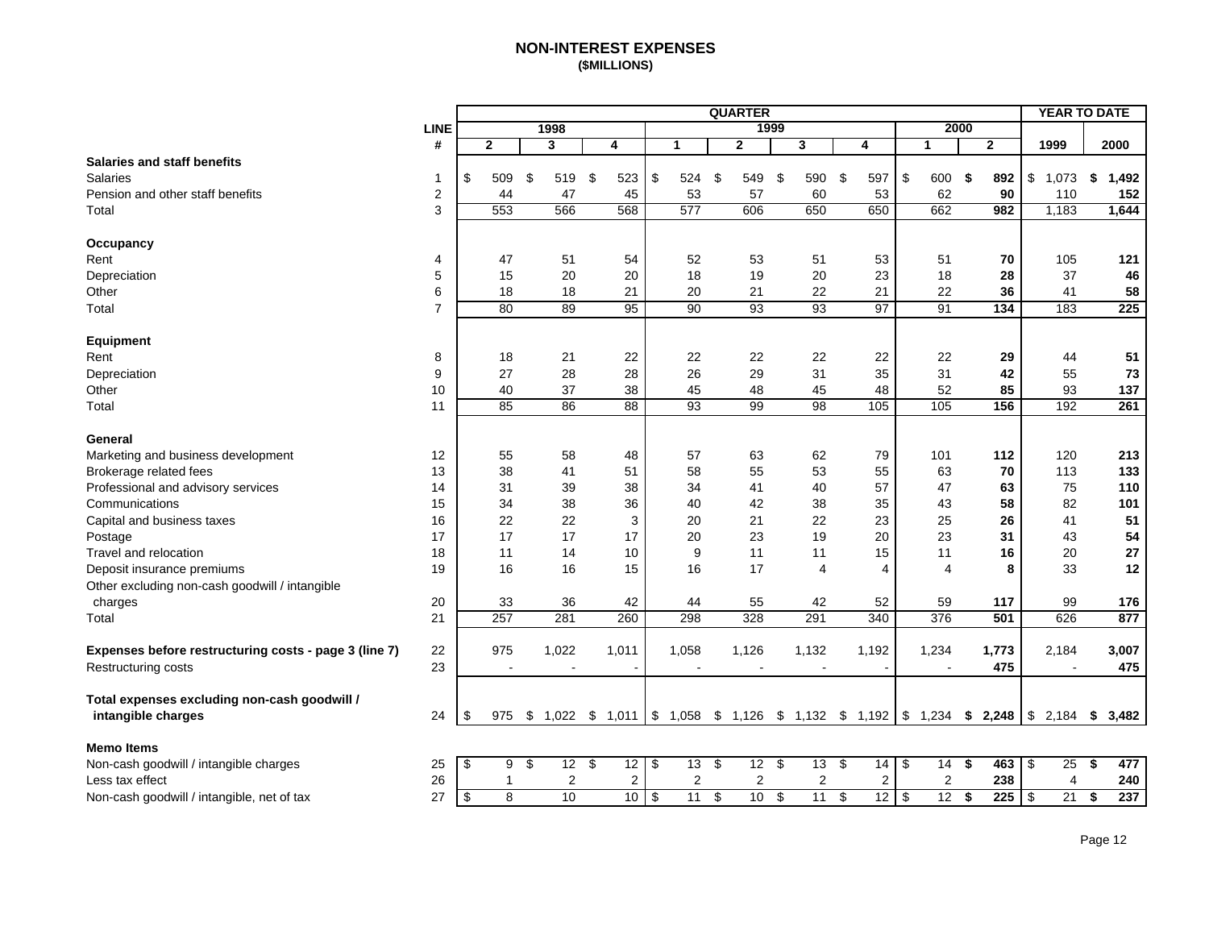## NON-INTEREST EXPENSES
**($MILLIONS)**

| | LINE | QUARTER | | | | | | | | | YEAR TO DATE | |
|---|---|---|---|---|---|---|---|---|---|---|---|---|
| | | 1998 | | | 1999 | | | | 2000 | | | |
| | # | 2 | 3 | 4 | 1 | 2 | 3 | 4 | 1 | 2 | 1999 | 2000 |
| **Salaries and staff benefits** | | | | | | | | | | | | |
| Salaries | 1 | $ 509 | $ 519 | $ 523 | $ 524 | $ 549 | $ 590 | $ 597 | $ 600 | **$ 892** | $ 1,073 | **$ 1,492** |
| Pension and other staff benefits | 2 | 44 | 47 | 45 | 53 | 57 | 60 | 53 | 62 | **90** | 110 | **152** |
| Total | 3 | 553 | 566 | 568 | 577 | 606 | 650 | 650 | 662 | **982** | 1,183 | **1,644** |
| **Occupancy** | | | | | | | | | | | | |
| Rent | 4 | 47 | 51 | 54 | 52 | 53 | 51 | 53 | 51 | **70** | 105 | **121** |
| Depreciation | 5 | 15 | 20 | 20 | 18 | 19 | 20 | 23 | 18 | **28** | 37 | **46** |
| Other | 6 | 18 | 18 | 21 | 20 | 21 | 22 | 21 | 22 | **36** | 41 | **58** |
| Total | 7 | 80 | 89 | 95 | 90 | 93 | 93 | 97 | 91 | **134** | 183 | **225** |
| **Equipment** | | | | | | | | | | | | |
| Rent | 8 | 18 | 21 | 22 | 22 | 22 | 22 | 22 | 22 | **29** | 44 | **51** |
| Depreciation | 9 | 27 | 28 | 28 | 26 | 29 | 31 | 35 | 31 | **42** | 55 | **73** |
| Other | 10 | 40 | 37 | 38 | 45 | 48 | 45 | 48 | 52 | **85** | 93 | **137** |
| Total | 11 | 85 | 86 | 88 | 93 | 99 | 98 | 105 | 105 | **156** | 192 | **261** |
| **General** | | | | | | | | | | | | |
| Marketing and business development | 12 | 55 | 58 | 48 | 57 | 63 | 62 | 79 | 101 | **112** | 120 | **213** |
| Brokerage related fees | 13 | 38 | 41 | 51 | 58 | 55 | 53 | 55 | 63 | **70** | 113 | **133** |
| Professional and advisory services | 14 | 31 | 39 | 38 | 34 | 41 | 40 | 57 | 47 | **63** | 75 | **110** |
| Communications | 15 | 34 | 38 | 36 | 40 | 42 | 38 | 35 | 43 | **58** | 82 | **101** |
| Capital and business taxes | 16 | 22 | 22 | 3 | 20 | 21 | 22 | 23 | 25 | **26** | 41 | **51** |
| Postage | 17 | 17 | 17 | 17 | 20 | 23 | 19 | 20 | 23 | **31** | 43 | **54** |
| Travel and relocation | 18 | 11 | 14 | 10 | 9 | 11 | 11 | 15 | 11 | **16** | 20 | **27** |
| Deposit insurance premiums | 19 | 16 | 16 | 15 | 16 | 17 | 4 | 4 | 4 | **8** | 33 | **12** |
| Other excluding non-cash goodwill / intangible charges | 20 | 33 | 36 | 42 | 44 | 55 | 42 | 52 | 59 | **117** | 99 | **176** |
| Total | 21 | 257 | 281 | 260 | 298 | 328 | 291 | 340 | 376 | **501** | 626 | **877** |
| **Expenses before restructuring costs - page 3 (line 7)** | 22 | 975 | 1,022 | 1,011 | 1,058 | 1,126 | 1,132 | 1,192 | 1,234 | **1,773** | 2,184 | **3,007** |
| Restructuring costs | 23 | - | - | - | - | - | - | - | - | **475** | - | **475** |
| **Total expenses excluding non-cash goodwill / intangible charges** | 24 | $ 975 | $ 1,022 | $ 1,011 | $ 1,058 | $ 1,126 | $ 1,132 | $ 1,192 | $ 1,234 | **$ 2,248** | $ 2,184 | **$ 3,482** |
| **Memo Items** | | | | | | | | | | | | |
| Non-cash goodwill / intangible charges | 25 | $ 9 | $ 12 | $ 12 | $ 13 | $ 12 | $ 13 | $ 14 | $ 14 | **$ 463** | $ 25 | **$ 477** |
| Less tax effect | 26 | 1 | 2 | 2 | 2 | 2 | 2 | 2 | 2 | **238** | 4 | **240** |
| Non-cash goodwill / intangible, net of tax | 27 | $ 8 | 10 | 10 | $ 11 | $ 10 | $ 11 | $ 12 | $ 12 | **$ 225** | $ 21 | **$ 237** |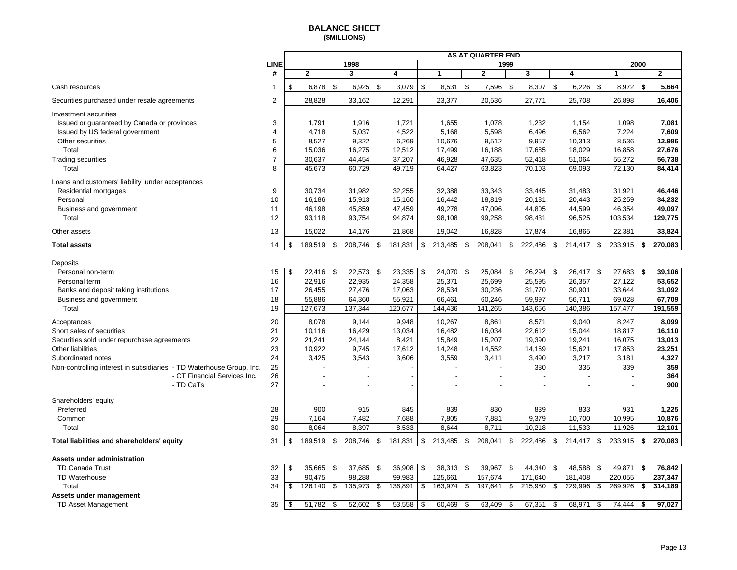# BALANCE SHEET
**($MILLIONS)**

| | LINE # | 1998 Q2 | 1998 Q3 | 1998 Q4 | 1999 Q1 | 1999 Q2 | 1999 Q3 | 1999 Q4 | 2000 Q1 | 2000 Q2 |
|---|---|---|---|---|---|---|---|---|---|---|
| | | **AS AT QUARTER END** | | | | | | | | |
| Cash resources | 1 | $ 6,878 | $ 6,925 | $ 3,079 | $ 8,531 | $ 7,596 | $ 8,307 | $ 6,226 | $ 8,972 | **$ 5,664** |
| Securities purchased under resale agreements | 2 | 28,828 | 33,162 | 12,291 | 23,377 | 20,536 | 27,771 | 25,708 | 26,898 | **16,406** |
| Investment securities | | | | | | | | | | |
| Issued or guaranteed by Canada or provinces | 3 | 1,791 | 1,916 | 1,721 | 1,655 | 1,078 | 1,232 | 1,154 | 1,098 | **7,081** |
| Issued by US federal government | 4 | 4,718 | 5,037 | 4,522 | 5,168 | 5,598 | 6,496 | 6,562 | 7,224 | **7,609** |
| Other securities | 5 | 8,527 | 9,322 | 6,269 | 10,676 | 9,512 | 9,957 | 10,313 | 8,536 | **12,986** |
| Total | 6 | 15,036 | 16,275 | 12,512 | 17,499 | 16,188 | 17,685 | 18,029 | 16,858 | **27,676** |
| Trading securities | 7 | 30,637 | 44,454 | 37,207 | 46,928 | 47,635 | 52,418 | 51,064 | 55,272 | **56,738** |
| Total | 8 | 45,673 | 60,729 | 49,719 | 64,427 | 63,823 | 70,103 | 69,093 | 72,130 | **84,414** |
| Loans and customers' liability under acceptances | | | | | | | | | | |
| Residential mortgages | 9 | 30,734 | 31,982 | 32,255 | 32,388 | 33,343 | 33,445 | 31,483 | 31,921 | **46,446** |
| Personal | 10 | 16,186 | 15,913 | 15,160 | 16,442 | 18,819 | 20,181 | 20,443 | 25,259 | **34,232** |
| Business and government | 11 | 46,198 | 45,859 | 47,459 | 49,278 | 47,096 | 44,805 | 44,599 | 46,354 | **49,097** |
| Total | 12 | 93,118 | 93,754 | 94,874 | 98,108 | 99,258 | 98,431 | 96,525 | 103,534 | **129,775** |
| Other assets | 13 | 15,022 | 14,176 | 21,868 | 19,042 | 16,828 | 17,874 | 16,865 | 22,381 | **33,824** |
| **Total assets** | 14 | $ 189,519 | $ 208,746 | $ 181,831 | $ 213,485 | $ 208,041 | $ 222,486 | $ 214,417 | $ 233,915 | **$ 270,083** |
| Deposits | | | | | | | | | | |
| Personal non-term | 15 | $ 22,416 | $ 22,573 | $ 23,335 | $ 24,070 | $ 25,084 | $ 26,294 | $ 26,417 | $ 27,683 | **$ 39,106** |
| Personal term | 16 | 22,916 | 22,935 | 24,358 | 25,371 | 25,699 | 25,595 | 26,357 | 27,122 | **53,652** |
| Banks and deposit taking institutions | 17 | 26,455 | 27,476 | 17,063 | 28,534 | 30,236 | 31,770 | 30,901 | 33,644 | **31,092** |
| Business and government | 18 | 55,886 | 64,360 | 55,921 | 66,461 | 60,246 | 59,997 | 56,711 | 69,028 | **67,709** |
| Total | 19 | 127,673 | 137,344 | 120,677 | 144,436 | 141,265 | 143,656 | 140,386 | 157,477 | **191,559** |
| Acceptances | 20 | 8,078 | 9,144 | 9,948 | 10,267 | 8,861 | 8,571 | 9,040 | 8,247 | **8,099** |
| Short sales of securities | 21 | 10,116 | 16,429 | 13,034 | 16,482 | 16,034 | 22,612 | 15,044 | 18,817 | **16,110** |
| Securities sold under repurchase agreements | 22 | 21,241 | 24,144 | 8,421 | 15,849 | 15,207 | 19,390 | 19,241 | 16,075 | **13,013** |
| Other liabilities | 23 | 10,922 | 9,745 | 17,612 | 14,248 | 14,552 | 14,169 | 15,621 | 17,853 | **23,251** |
| Subordinated notes | 24 | 3,425 | 3,543 | 3,606 | 3,559 | 3,411 | 3,490 | 3,217 | 3,181 | **4,327** |
| Non-controlling interest in subsidiaries - TD Waterhouse Group, Inc. | 25 | - | - | - | - | - | 380 | 335 | 339 | **359** |
| - CT Financial Services Inc. | 26 | - | - | - | - | - | - | - | - | **364** |
| - TD CaTs | 27 | - | - | - | - | - | - | - | - | **900** |
| Shareholders' equity | | | | | | | | | | |
| Preferred | 28 | 900 | 915 | 845 | 839 | 830 | 839 | 833 | 931 | **1,225** |
| Common | 29 | 7,164 | 7,482 | 7,688 | 7,805 | 7,881 | 9,379 | 10,700 | 10,995 | **10,876** |
| Total | 30 | 8,064 | 8,397 | 8,533 | 8,644 | 8,711 | 10,218 | 11,533 | 11,926 | **12,101** |
| **Total liabilities and shareholders' equity** | 31 | $ 189,519 | $ 208,746 | $ 181,831 | $ 213,485 | $ 208,041 | $ 222,486 | $ 214,417 | $ 233,915 | **$ 270,083** |
| **Assets under administration** | | | | | | | | | | |
| TD Canada Trust | 32 | $ 35,665 | $ 37,685 | $ 36,908 | $ 38,313 | $ 39,967 | $ 44,340 | $ 48,588 | $ 49,871 | **$ 76,842** |
| TD Waterhouse | 33 | 90,475 | 98,288 | 99,983 | 125,661 | 157,674 | 171,640 | 181,408 | 220,055 | **237,347** |
| Total | 34 | $ 126,140 | $ 135,973 | $ 136,891 | $ 163,974 | $ 197,641 | $ 215,980 | $ 229,996 | $ 269,926 | **$ 314,189** |
| **Assets under management** | | | | | | | | | | |
| TD Asset Management | 35 | $ 51,782 | $ 52,602 | $ 53,558 | $ 60,469 | $ 63,409 | $ 67,351 | $ 68,971 | $ 74,444 | **$ 97,027** |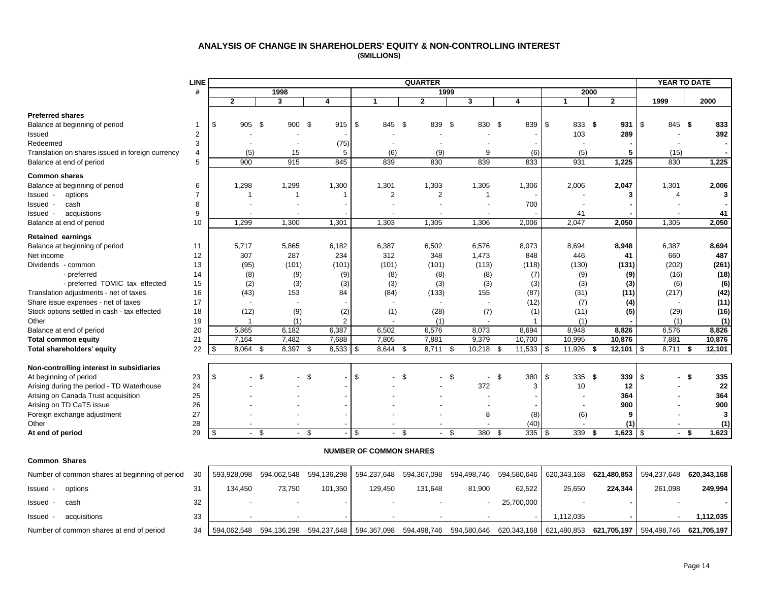# ANALYSIS OF CHANGE IN SHAREHOLDERS' EQUITY & NON-CONTROLLING INTEREST

**($MILLIONS)**

| | LINE # | QUARTER | | | | | | | | | YEAR TO DATE | |
|---|---|---|---|---|---|---|---|---|---|---|---|---|
| | | 1998 | | | 1999 | | | | 2000 | | | |
| | | 2 | 3 | 4 | 1 | 2 | 3 | 4 | 1 | 2 | 1999 | 2000 |
| **Preferred shares** | | | | | | | | | | | | |
| Balance at beginning of period | 1 | $ 905 | $ 900 | $ 915 | $ 845 | $ 839 | $ 830 | $ 839 | $ 833 | **$ 931** | $ 845 | **$ 833** |
| Issued | 2 | - | - | - | - | - | - | - | 103 | **289** | - | **392** |
| Redeemed | 3 | - | - | (75) | - | - | - | - | - | **-** | - | **-** |
| Translation on shares issued in foreign currency | 4 | (5) | 15 | 5 | (6) | (9) | 9 | (6) | (5) | **5** | (15) | **-** |
| Balance at end of period | 5 | 900 | 915 | 845 | 839 | 830 | 839 | 833 | 931 | **1,225** | 830 | **1,225** |
| **Common shares** | | | | | | | | | | | | |
| Balance at beginning of period | 6 | 1,298 | 1,299 | 1,300 | 1,301 | 1,303 | 1,305 | 1,306 | 2,006 | **2,047** | 1,301 | **2,006** |
| Issued - options | 7 | 1 | 1 | 1 | 2 | 2 | 1 | - | - | **3** | 4 | **3** |
| Issued - cash | 8 | - | - | - | - | - | - | 700 | - | **-** | - | **-** |
| Issued - acquistions | 9 | - | - | - | - | - | - | - | 41 | **-** | - | **41** |
| Balance at end of period | 10 | 1,299 | 1,300 | 1,301 | 1,303 | 1,305 | 1,306 | 2,006 | 2,047 | **2,050** | 1,305 | **2,050** |
| **Retained earnings** | | | | | | | | | | | | |
| Balance at beginning of period | 11 | 5,717 | 5,865 | 6,182 | 6,387 | 6,502 | 6,576 | 8,073 | 8,694 | **8,948** | 6,387 | **8,694** |
| Net income | 12 | 307 | 287 | 234 | 312 | 348 | 1,473 | 848 | 446 | **41** | 660 | **487** |
| Dividends - common | 13 | (95) | (101) | (101) | (101) | (101) | (113) | (118) | (130) | **(131)** | (202) | **(261)** |
| - preferred | 14 | (8) | (9) | (9) | (8) | (8) | (8) | (7) | (9) | **(9)** | (16) | **(18)** |
| - preferred TDMIC tax effected | 15 | (2) | (3) | (3) | (3) | (3) | (3) | (3) | (3) | **(3)** | (6) | **(6)** |
| Translation adjustments - net of taxes | 16 | (43) | 153 | 84 | (84) | (133) | 155 | (87) | (31) | **(11)** | (217) | **(42)** |
| Share issue expenses - net of taxes | 17 | - | - | - | - | - | - | (12) | (7) | **(4)** | - | **(11)** |
| Stock options settled in cash - tax effected | 18 | (12) | (9) | (2) | (1) | (28) | (7) | (1) | (11) | **(5)** | (29) | **(16)** |
| Other | 19 | 1 | (1) | 2 | - | (1) | - | 1 | (1) | **-** | (1) | **(1)** |
| Balance at end of period | 20 | 5,865 | 6,182 | 6,387 | 6,502 | 6,576 | 8,073 | 8,694 | 8,948 | **8,826** | 6,576 | **8,826** |
| **Total common equity** | 21 | 7,164 | 7,482 | 7,688 | 7,805 | 7,881 | 9,379 | 10,700 | 10,995 | **10,876** | 7,881 | **10,876** |
| **Total shareholders' equity** | 22 | $ 8,064 | $ 8,397 | $ 8,533 | $ 8,644 | $ 8,711 | $ 10,218 | $ 11,533 | $ 11,926 | **$ 12,101** | $ 8,711 | **$ 12,101** |
| **Non-controlling interest in subsidiaries** | | | | | | | | | | | | |
| At beginning of period | 23 | $ - | $ - | $ - | $ - | $ - | $ - | $ 380 | $ 335 | **$ 339** | $ - | **$ 335** |
| Arising during the period - TD Waterhouse | 24 | - | - | - | - | - | 372 | 3 | 10 | **12** | - | **22** |
| Arising on Canada Trust acquisition | 25 | - | - | - | - | - | - | - | - | **364** | - | **364** |
| Arising on TD CaTS issue | 26 | - | - | - | - | - | - | - | - | **900** | - | **900** |
| Foreign exchange adjustment | 27 | - | - | - | - | - | 8 | (8) | (6) | **9** | - | **3** |
| Other | 28 | - | - | - | - | - | - | (40) | - | **(1)** | - | **(1)** |
| **At end of period** | 29 | $ - | $ - | $ - | $ - | $ - | $ 380 | $ 335 | $ 339 | **$ 1,623** | $ - | **$ 1,623** |

**NUMBER OF COMMON SHARES**

| **Common Shares** | | | | | | | | | | | | |
|---|---|---|---|---|---|---|---|---|---|---|---|---|
| Number of common shares at beginning of period | 30 | 593,928,098 | 594,062,548 | 594,136,298 | 594,237,648 | 594,367,098 | 594,498,746 | 594,580,646 | 620,343,168 | **621,480,853** | 594,237,648 | **620,343,168** |
| Issued - options | 31 | 134,450 | 73,750 | 101,350 | 129,450 | 131,648 | 81,900 | 62,522 | 25,650 | **224,344** | 261,098 | **249,994** |
| Issued - cash | 32 | - | - | - | - | - | - | 25,700,000 | - | **-** | - | **-** |
| Issued - acquisitions | 33 | - | - | - | - | - | - | - | 1,112,035 | **-** | - | **1,112,035** |
| Number of common shares at end of period | 34 | 594,062,548 | 594,136,298 | 594,237,648 | 594,367,098 | 594,498,746 | 594,580,646 | 620,343,168 | 621,480,853 | **621,705,197** | 594,498,746 | **621,705,197** |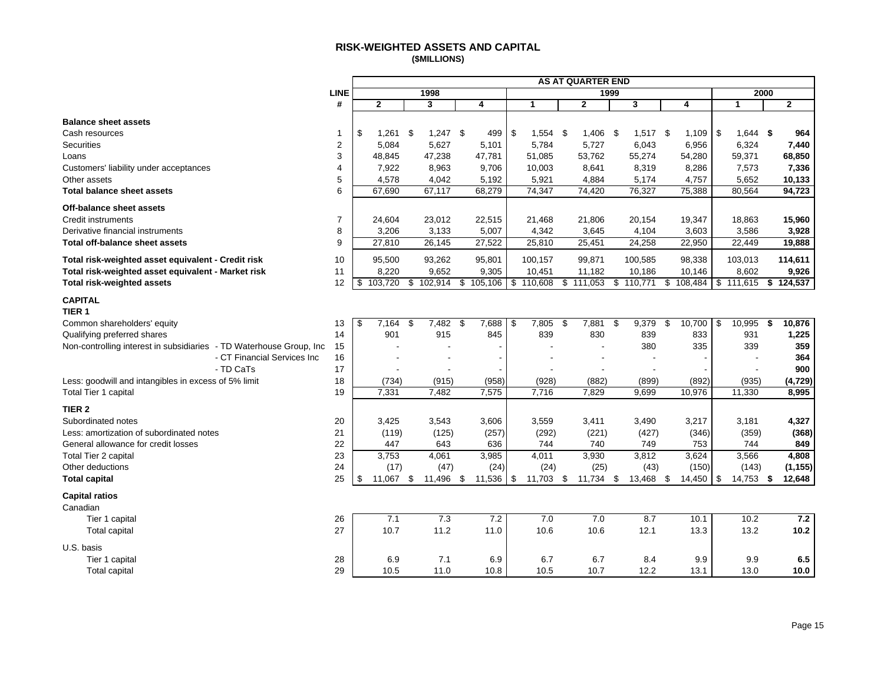# RISK-WEIGHTED ASSETS AND CAPITAL
**($MILLIONS)**

| | LINE # | 1998 Q2 | 1998 Q3 | 1998 Q4 | 1999 Q1 | 1999 Q2 | 1999 Q3 | 1999 Q4 | 2000 Q1 | 2000 Q2 |
|---|---|---|---|---|---|---|---|---|---|---|
| **Balance sheet assets** | | | | | | | | | | |
| Cash resources | 1 | $ 1,261 | $ 1,247 | $ 499 | $ 1,554 | $ 1,406 | $ 1,517 | $ 1,109 | $ 1,644 | **$ 964** |
| Securities | 2 | 5,084 | 5,627 | 5,101 | 5,784 | 5,727 | 6,043 | 6,956 | 6,324 | **7,440** |
| Loans | 3 | 48,845 | 47,238 | 47,781 | 51,085 | 53,762 | 55,274 | 54,280 | 59,371 | **68,850** |
| Customers' liability under acceptances | 4 | 7,922 | 8,963 | 9,706 | 10,003 | 8,641 | 8,319 | 8,286 | 7,573 | **7,336** |
| Other assets | 5 | 4,578 | 4,042 | 5,192 | 5,921 | 4,884 | 5,174 | 4,757 | 5,652 | **10,133** |
| **Total balance sheet assets** | 6 | 67,690 | 67,117 | 68,279 | 74,347 | 74,420 | 76,327 | 75,388 | 80,564 | **94,723** |
| **Off-balance sheet assets** | | | | | | | | | | |
| Credit instruments | 7 | 24,604 | 23,012 | 22,515 | 21,468 | 21,806 | 20,154 | 19,347 | 18,863 | **15,960** |
| Derivative financial instruments | 8 | 3,206 | 3,133 | 5,007 | 4,342 | 3,645 | 4,104 | 3,603 | 3,586 | **3,928** |
| **Total off-balance sheet assets** | 9 | 27,810 | 26,145 | 27,522 | 25,810 | 25,451 | 24,258 | 22,950 | 22,449 | **19,888** |
| **Total risk-weighted asset equivalent - Credit risk** | 10 | 95,500 | 93,262 | 95,801 | 100,157 | 99,871 | 100,585 | 98,338 | 103,013 | **114,611** |
| **Total risk-weighted asset equivalent - Market risk** | 11 | 8,220 | 9,652 | 9,305 | 10,451 | 11,182 | 10,186 | 10,146 | 8,602 | **9,926** |
| **Total risk-weighted assets** | 12 | $ 103,720 | $ 102,914 | $ 105,106 | $ 110,608 | $ 111,053 | $ 110,771 | $ 108,484 | $ 111,615 | **$ 124,537** |
| **CAPITAL** | | | | | | | | | | |
| **TIER 1** | | | | | | | | | | |
| Common shareholders' equity | 13 | $ 7,164 | $ 7,482 | $ 7,688 | $ 7,805 | $ 7,881 | $ 9,379 | $ 10,700 | $ 10,995 | **$ 10,876** |
| Qualifying preferred shares | 14 | 901 | 915 | 845 | 839 | 830 | 839 | 833 | 931 | **1,225** |
| Non-controlling interest in subsidiaries - TD Waterhouse Group, Inc | 15 | - | - | - | - | - | 380 | 335 | 339 | **359** |
| - CT Financial Services Inc | 16 | - | - | - | - | - | - | - | - | **364** |
| - TD CaTs | 17 | - | - | - | - | - | - | - | - | **900** |
| Less: goodwill and intangibles in excess of 5% limit | 18 | (734) | (915) | (958) | (928) | (882) | (899) | (892) | (935) | **(4,729)** |
| Total Tier 1 capital | 19 | 7,331 | 7,482 | 7,575 | 7,716 | 7,829 | 9,699 | 10,976 | 11,330 | **8,995** |
| **TIER 2** | | | | | | | | | | |
| Subordinated notes | 20 | 3,425 | 3,543 | 3,606 | 3,559 | 3,411 | 3,490 | 3,217 | 3,181 | **4,327** |
| Less: amortization of subordinated notes | 21 | (119) | (125) | (257) | (292) | (221) | (427) | (346) | (359) | **(368)** |
| General allowance for credit losses | 22 | 447 | 643 | 636 | 744 | 740 | 749 | 753 | 744 | **849** |
| Total Tier 2 capital | 23 | 3,753 | 4,061 | 3,985 | 4,011 | 3,930 | 3,812 | 3,624 | 3,566 | **4,808** |
| Other deductions | 24 | (17) | (47) | (24) | (24) | (25) | (43) | (150) | (143) | **(1,155)** |
| **Total capital** | 25 | $ 11,067 | $ 11,496 | $ 11,536 | $ 11,703 | $ 11,734 | $ 13,468 | $ 14,450 | $ 14,753 | **$ 12,648** |
| **Capital ratios** | | | | | | | | | | |
| Canadian | | | | | | | | | | |
| Tier 1 capital | 26 | 7.1 | 7.3 | 7.2 | 7.0 | 7.0 | 8.7 | 10.1 | 10.2 | **7.2** |
| Total capital | 27 | 10.7 | 11.2 | 11.0 | 10.6 | 10.6 | 12.1 | 13.3 | 13.2 | **10.2** |
| U.S. basis | | | | | | | | | | |
| Tier 1 capital | 28 | 6.9 | 7.1 | 6.9 | 6.7 | 6.7 | 8.4 | 9.9 | 9.9 | **6.5** |
| Total capital | 29 | 10.5 | 11.0 | 10.8 | 10.5 | 10.7 | 12.2 | 13.1 | 13.0 | **10.0** |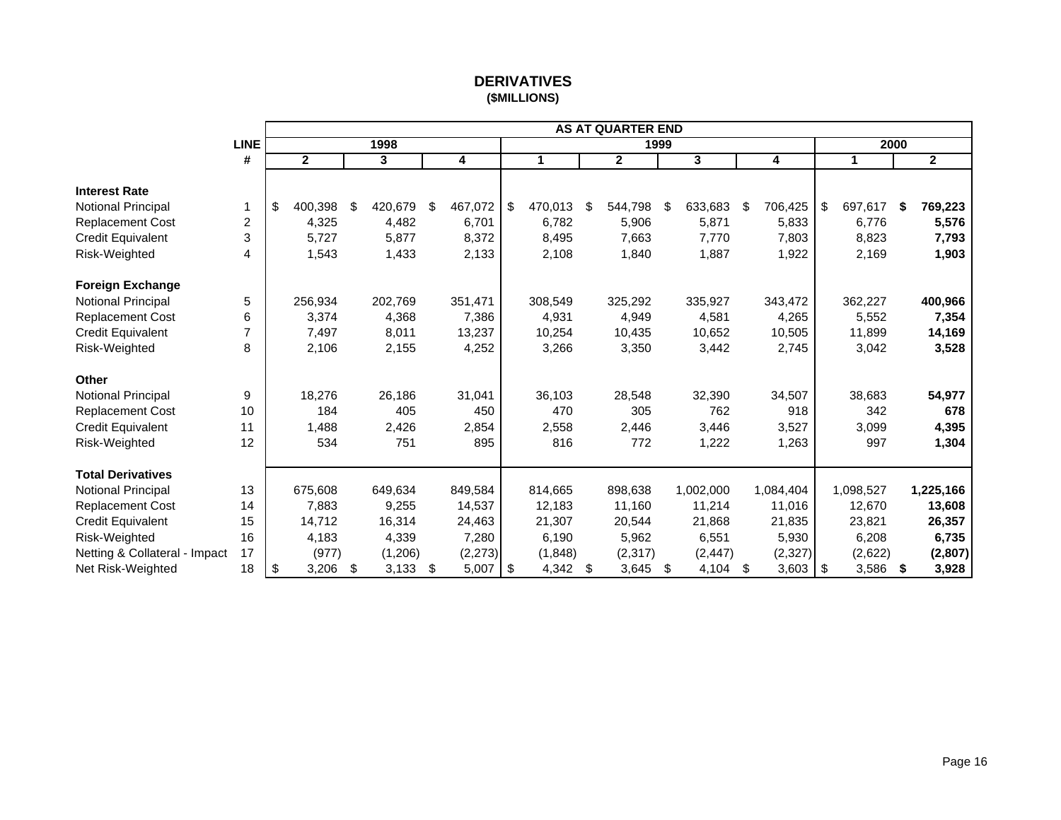# DERIVATIVES
**($MILLIONS)**

| | LINE # | AS AT QUARTER END | | | | | | | | |
|---|---|---|---|---|---|---|---|---|---|---|
| | | 1998 | | | 1999 | | | | 2000 | |
| | | 2 | 3 | 4 | 1 | 2 | 3 | 4 | 1 | 2 |
| **Interest Rate** | | | | | | | | | | |
| Notional Principal | 1 | $ 400,398 | $ 420,679 | $ 467,072 | $ 470,013 | $ 544,798 | $ 633,683 | $ 706,425 | $ 697,617 | **$ 769,223** |
| Replacement Cost | 2 | 4,325 | 4,482 | 6,701 | 6,782 | 5,906 | 5,871 | 5,833 | 6,776 | **5,576** |
| Credit Equivalent | 3 | 5,727 | 5,877 | 8,372 | 8,495 | 7,663 | 7,770 | 7,803 | 8,823 | **7,793** |
| Risk-Weighted | 4 | 1,543 | 1,433 | 2,133 | 2,108 | 1,840 | 1,887 | 1,922 | 2,169 | **1,903** |
| **Foreign Exchange** | | | | | | | | | | |
| Notional Principal | 5 | 256,934 | 202,769 | 351,471 | 308,549 | 325,292 | 335,927 | 343,472 | 362,227 | **400,966** |
| Replacement Cost | 6 | 3,374 | 4,368 | 7,386 | 4,931 | 4,949 | 4,581 | 4,265 | 5,552 | **7,354** |
| Credit Equivalent | 7 | 7,497 | 8,011 | 13,237 | 10,254 | 10,435 | 10,652 | 10,505 | 11,899 | **14,169** |
| Risk-Weighted | 8 | 2,106 | 2,155 | 4,252 | 3,266 | 3,350 | 3,442 | 2,745 | 3,042 | **3,528** |
| **Other** | | | | | | | | | | |
| Notional Principal | 9 | 18,276 | 26,186 | 31,041 | 36,103 | 28,548 | 32,390 | 34,507 | 38,683 | **54,977** |
| Replacement Cost | 10 | 184 | 405 | 450 | 470 | 305 | 762 | 918 | 342 | **678** |
| Credit Equivalent | 11 | 1,488 | 2,426 | 2,854 | 2,558 | 2,446 | 3,446 | 3,527 | 3,099 | **4,395** |
| Risk-Weighted | 12 | 534 | 751 | 895 | 816 | 772 | 1,222 | 1,263 | 997 | **1,304** |
| **Total Derivatives** | | | | | | | | | | |
| Notional Principal | 13 | 675,608 | 649,634 | 849,584 | 814,665 | 898,638 | 1,002,000 | 1,084,404 | 1,098,527 | **1,225,166** |
| Replacement Cost | 14 | 7,883 | 9,255 | 14,537 | 12,183 | 11,160 | 11,214 | 11,016 | 12,670 | **13,608** |
| Credit Equivalent | 15 | 14,712 | 16,314 | 24,463 | 21,307 | 20,544 | 21,868 | 21,835 | 23,821 | **26,357** |
| Risk-Weighted | 16 | 4,183 | 4,339 | 7,280 | 6,190 | 5,962 | 6,551 | 5,930 | 6,208 | **6,735** |
| Netting & Collateral - Impact | 17 | (977) | (1,206) | (2,273) | (1,848) | (2,317) | (2,447) | (2,327) | (2,622) | **(2,807)** |
| Net Risk-Weighted | 18 | $ 3,206 | $ 3,133 | $ 5,007 | $ 4,342 | $ 3,645 | $ 4,104 | $ 3,603 | $ 3,586 | **$ 3,928** |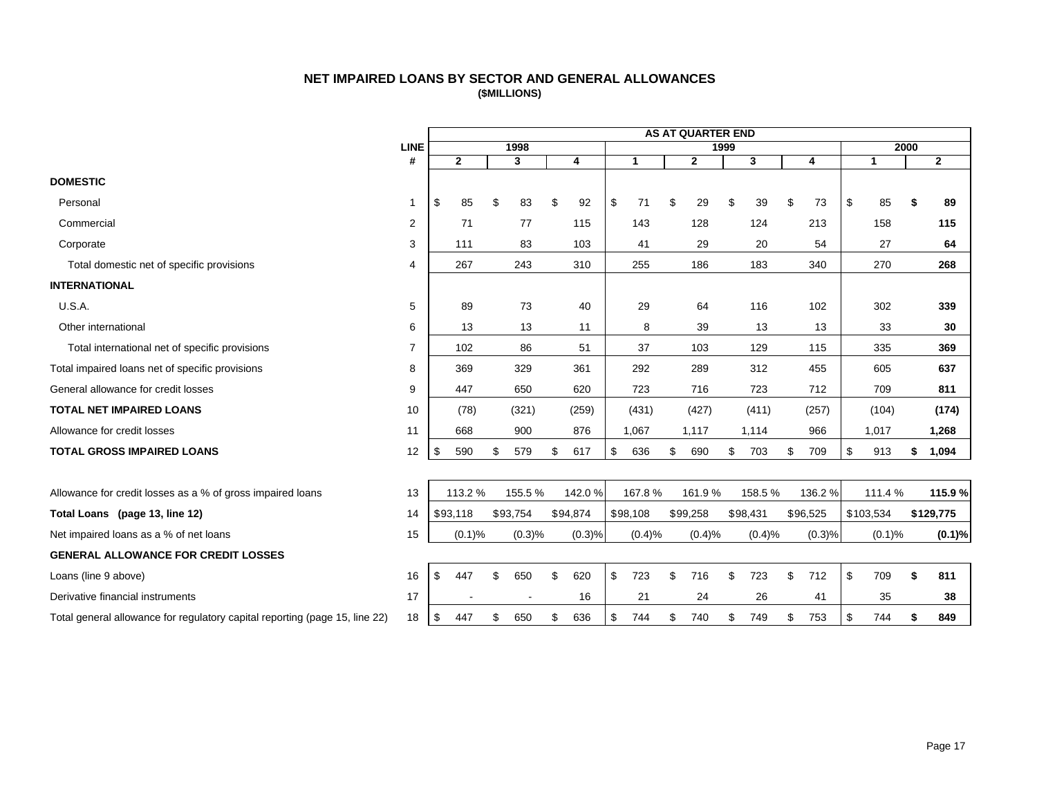# NET IMPAIRED LOANS BY SECTOR AND GENERAL ALLOWANCES

**($MILLIONS)**

| | LINE # | AS AT QUARTER END 1998 2 | 1998 3 | 1998 4 | 1999 1 | 1999 2 | 1999 3 | 1999 4 | 2000 1 | 2000 2 |
|---|---|---|---|---|---|---|---|---|---|---|
| **DOMESTIC** | | | | | | | | | | |
| Personal | 1 | $ 85 | $ 83 | $ 92 | $ 71 | $ 29 | $ 39 | $ 73 | $ 85 | **$ 89** |
| Commercial | 2 | 71 | 77 | 115 | 143 | 128 | 124 | 213 | 158 | **115** |
| Corporate | 3 | 111 | 83 | 103 | 41 | 29 | 20 | 54 | 27 | **64** |
| Total domestic net of specific provisions | 4 | 267 | 243 | 310 | 255 | 186 | 183 | 340 | 270 | **268** |
| **INTERNATIONAL** | | | | | | | | | | |
| U.S.A. | 5 | 89 | 73 | 40 | 29 | 64 | 116 | 102 | 302 | **339** |
| Other international | 6 | 13 | 13 | 11 | 8 | 39 | 13 | 13 | 33 | **30** |
| Total international net of specific provisions | 7 | 102 | 86 | 51 | 37 | 103 | 129 | 115 | 335 | **369** |
| Total impaired loans net of specific provisions | 8 | 369 | 329 | 361 | 292 | 289 | 312 | 455 | 605 | **637** |
| General allowance for credit losses | 9 | 447 | 650 | 620 | 723 | 716 | 723 | 712 | 709 | **811** |
| **TOTAL NET IMPAIRED LOANS** | 10 | (78) | (321) | (259) | (431) | (427) | (411) | (257) | (104) | **(174)** |
| Allowance for credit losses | 11 | 668 | 900 | 876 | 1,067 | 1,117 | 1,114 | 966 | 1,017 | **1,268** |
| **TOTAL GROSS IMPAIRED LOANS** | 12 | $ 590 | $ 579 | $ 617 | $ 636 | $ 690 | $ 703 | $ 709 | $ 913 | **$ 1,094** |
| | | | | | | | | | | |
| Allowance for credit losses as a % of gross impaired loans | 13 | 113.2 % | 155.5 % | 142.0 % | 167.8 % | 161.9 % | 158.5 % | 136.2 % | 111.4 % | **115.9 %** |
| **Total Loans (page 13, line 12)** | 14 | $93,118 | $93,754 | $94,874 | $98,108 | $99,258 | $98,431 | $96,525 | $103,534 | **$129,775** |
| Net impaired loans as a % of net loans | 15 | (0.1)% | (0.3)% | (0.3)% | (0.4)% | (0.4)% | (0.4)% | (0.3)% | (0.1)% | **(0.1)%** |
| **GENERAL ALLOWANCE FOR CREDIT LOSSES** | | | | | | | | | | |
| Loans (line 9 above) | 16 | $ 447 | $ 650 | $ 620 | $ 723 | $ 716 | $ 723 | $ 712 | $ 709 | **$ 811** |
| Derivative financial instruments | 17 | - | - | 16 | 21 | 24 | 26 | 41 | 35 | **38** |
| Total general allowance for regulatory capital reporting (page 15, line 22) | 18 | $ 447 | $ 650 | $ 636 | $ 744 | $ 740 | $ 749 | $ 753 | $ 744 | **$ 849** |